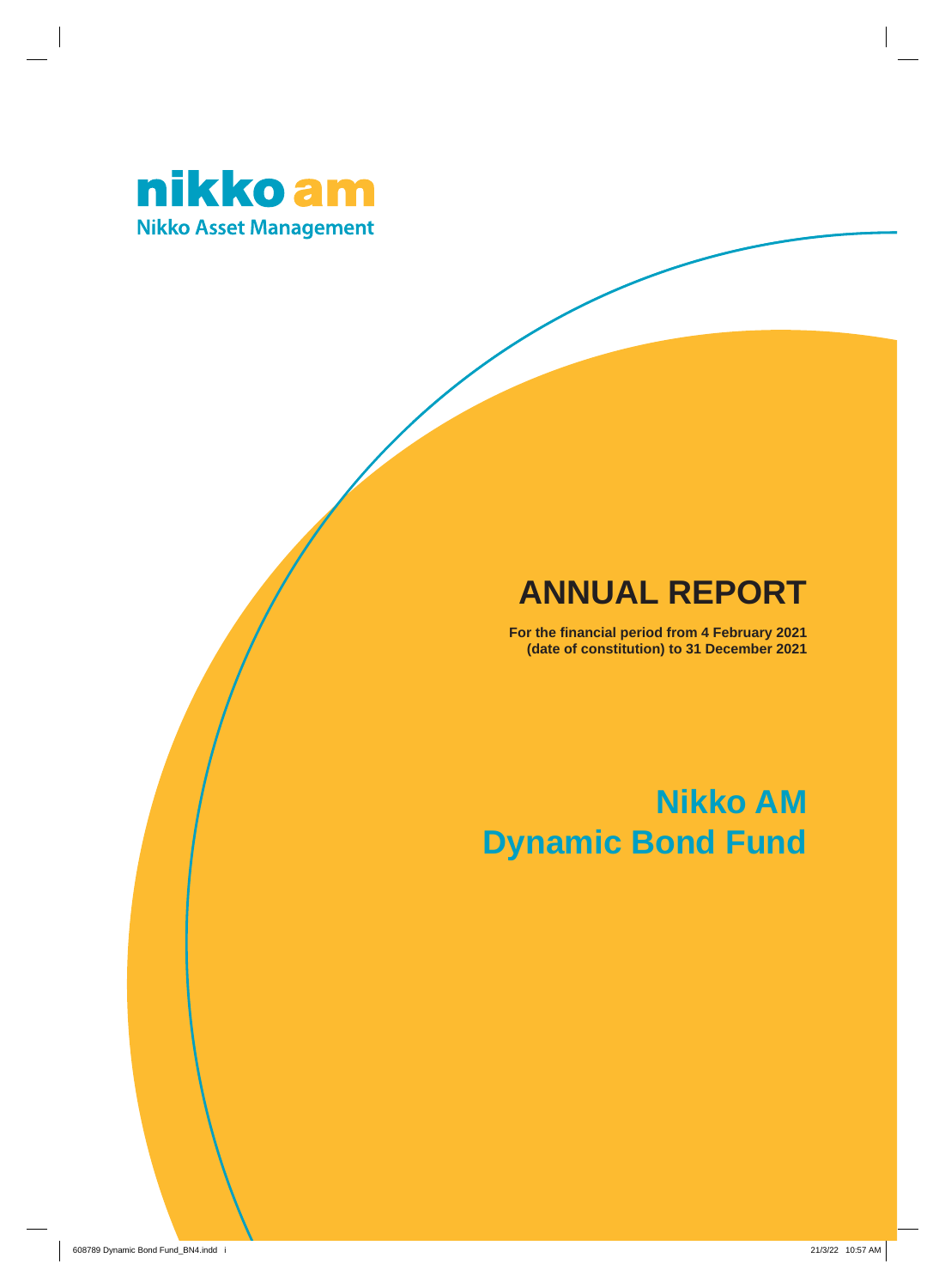nikko am

Nikko Asset Management

# ANNUAL REPORT

**For the financial period from 4 February 2021 (date of constitution) to 31 December 2021**

# Nikko AM Dynamic Bond Fund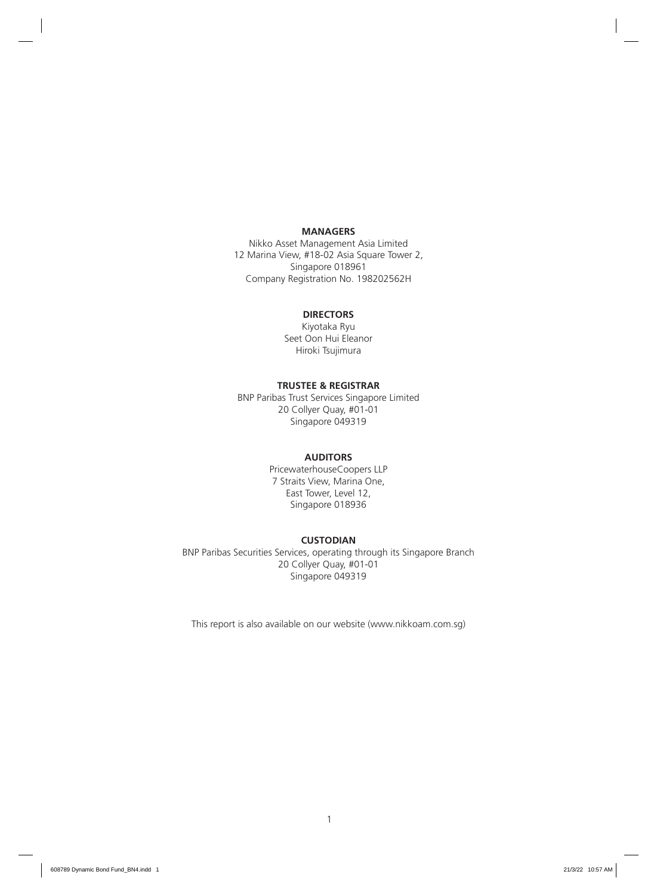**MANAGERS**

Nikko Asset Management Asia Limited
12 Marina View, #18-02 Asia Square Tower 2,
Singapore 018961
Company Registration No. 198202562H

**DIRECTORS**

Kiyotaka Ryu
Seet Oon Hui Eleanor
Hiroki Tsujimura

**TRUSTEE & REGISTRAR**

BNP Paribas Trust Services Singapore Limited
20 Collyer Quay, #01-01
Singapore 049319

**AUDITORS**

PricewaterhouseCoopers LLP
7 Straits View, Marina One,
East Tower, Level 12,
Singapore 018936

**CUSTODIAN**

BNP Paribas Securities Services, operating through its Singapore Branch
20 Collyer Quay, #01-01
Singapore 049319

This report is also available on our website (www.nikkoam.com.sg)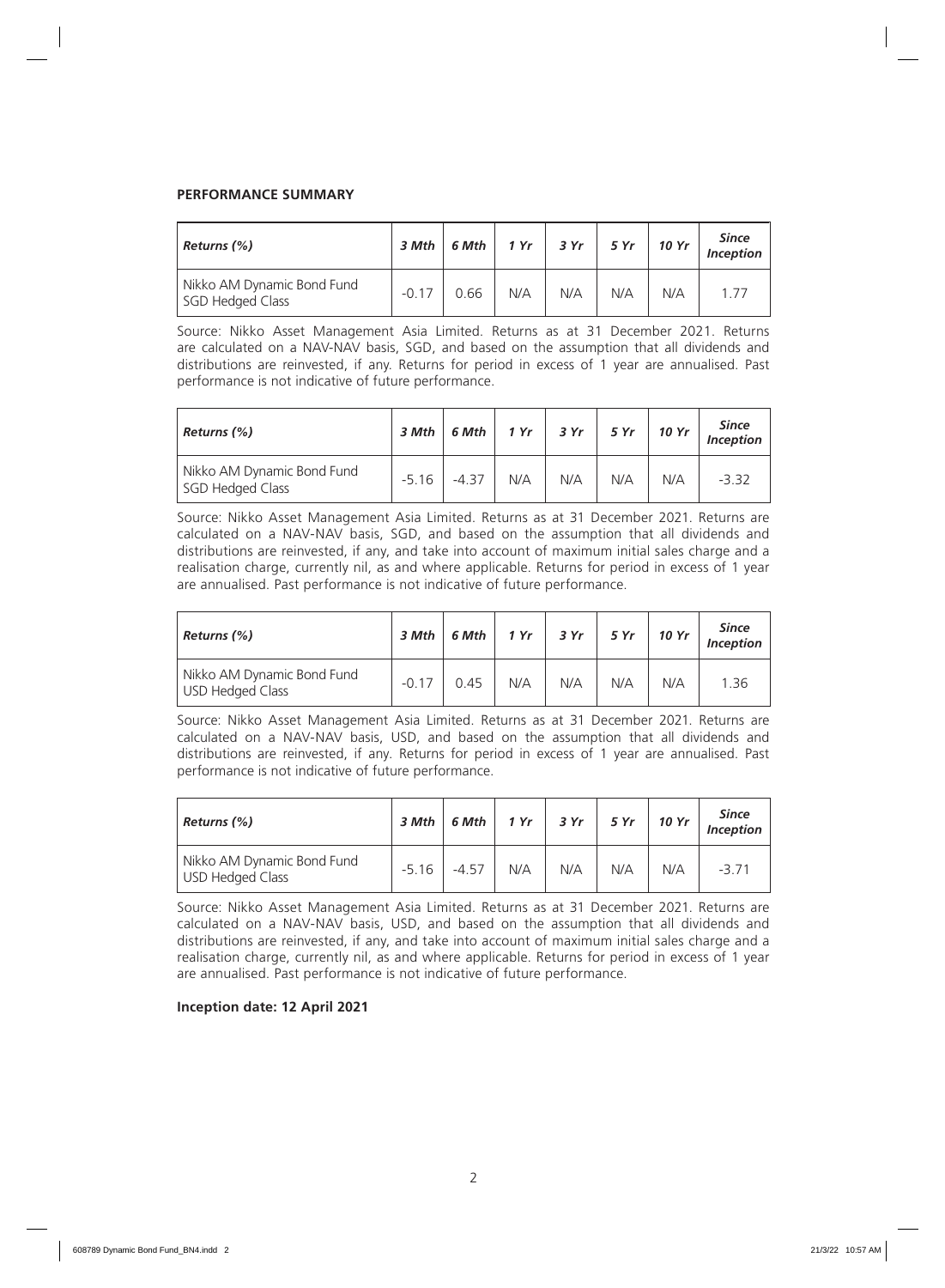**PERFORMANCE SUMMARY**

| *Returns (%)* | *3 Mth* | *6 Mth* | *1 Yr* | *3 Yr* | *5 Yr* | *10 Yr* | *Since Inception* |
|---|---|---|---|---|---|---|---|
| Nikko AM Dynamic Bond Fund SGD Hedged Class | -0.17 | 0.66 | N/A | N/A | N/A | N/A | 1.77 |

Source: Nikko Asset Management Asia Limited. Returns as at 31 December 2021. Returns are calculated on a NAV-NAV basis, SGD, and based on the assumption that all dividends and distributions are reinvested, if any. Returns for period in excess of 1 year are annualised. Past performance is not indicative of future performance.

| *Returns (%)* | *3 Mth* | *6 Mth* | *1 Yr* | *3 Yr* | *5 Yr* | *10 Yr* | *Since Inception* |
|---|---|---|---|---|---|---|---|
| Nikko AM Dynamic Bond Fund SGD Hedged Class | -5.16 | -4.37 | N/A | N/A | N/A | N/A | -3.32 |

Source: Nikko Asset Management Asia Limited. Returns as at 31 December 2021. Returns are calculated on a NAV-NAV basis, SGD, and based on the assumption that all dividends and distributions are reinvested, if any, and take into account of maximum initial sales charge and a realisation charge, currently nil, as and where applicable. Returns for period in excess of 1 year are annualised. Past performance is not indicative of future performance.

| *Returns (%)* | *3 Mth* | *6 Mth* | *1 Yr* | *3 Yr* | *5 Yr* | *10 Yr* | *Since Inception* |
|---|---|---|---|---|---|---|---|
| Nikko AM Dynamic Bond Fund USD Hedged Class | -0.17 | 0.45 | N/A | N/A | N/A | N/A | 1.36 |

Source: Nikko Asset Management Asia Limited. Returns as at 31 December 2021. Returns are calculated on a NAV-NAV basis, USD, and based on the assumption that all dividends and distributions are reinvested, if any. Returns for period in excess of 1 year are annualised. Past performance is not indicative of future performance.

| *Returns (%)* | *3 Mth* | *6 Mth* | *1 Yr* | *3 Yr* | *5 Yr* | *10 Yr* | *Since Inception* |
|---|---|---|---|---|---|---|---|
| Nikko AM Dynamic Bond Fund USD Hedged Class | -5.16 | -4.57 | N/A | N/A | N/A | N/A | -3.71 |

Source: Nikko Asset Management Asia Limited. Returns as at 31 December 2021. Returns are calculated on a NAV-NAV basis, USD, and based on the assumption that all dividends and distributions are reinvested, if any, and take into account of maximum initial sales charge and a realisation charge, currently nil, as and where applicable. Returns for period in excess of 1 year are annualised. Past performance is not indicative of future performance.

**Inception date: 12 April 2021**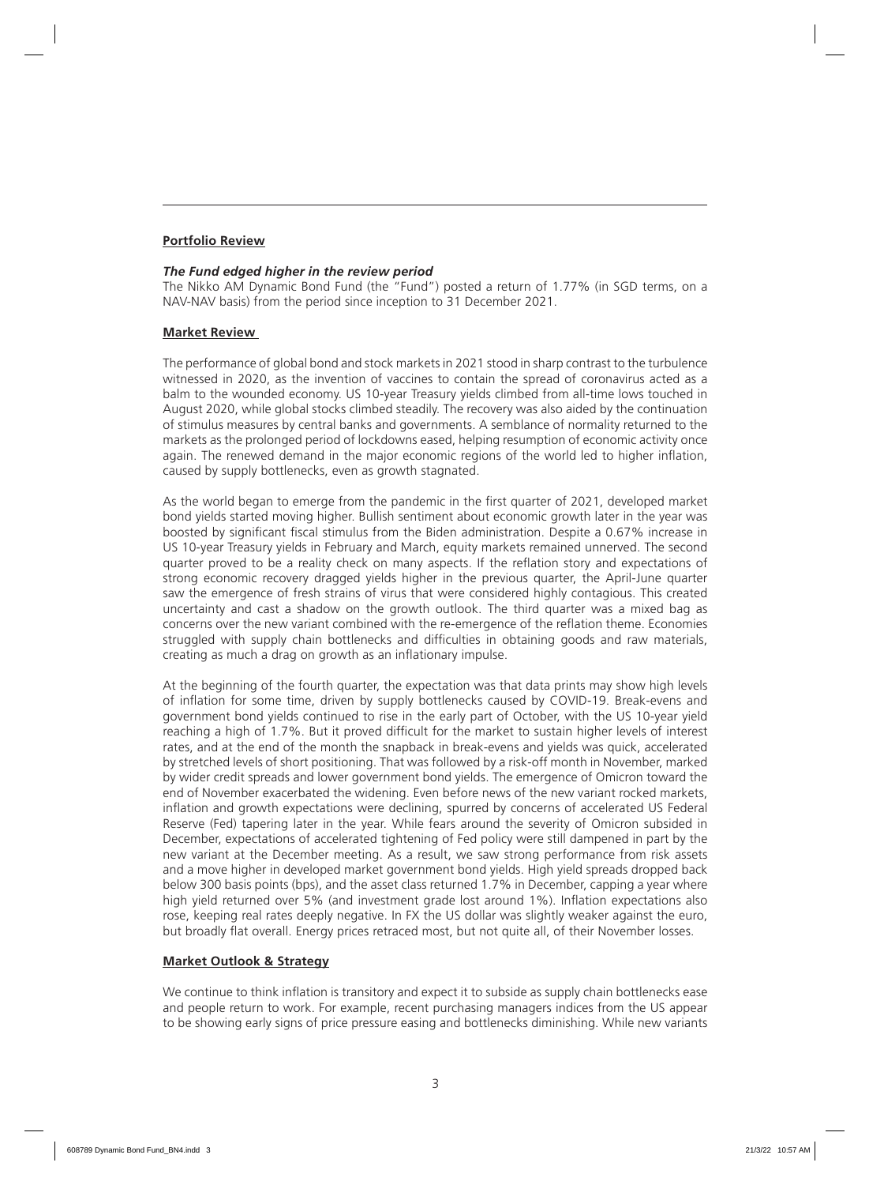**Portfolio Review**

***The Fund edged higher in the review period***

The Nikko AM Dynamic Bond Fund (the "Fund") posted a return of 1.77% (in SGD terms, on a NAV-NAV basis) from the period since inception to 31 December 2021.

**Market Review**

The performance of global bond and stock markets in 2021 stood in sharp contrast to the turbulence witnessed in 2020, as the invention of vaccines to contain the spread of coronavirus acted as a balm to the wounded economy. US 10-year Treasury yields climbed from all-time lows touched in August 2020, while global stocks climbed steadily. The recovery was also aided by the continuation of stimulus measures by central banks and governments. A semblance of normality returned to the markets as the prolonged period of lockdowns eased, helping resumption of economic activity once again. The renewed demand in the major economic regions of the world led to higher inflation, caused by supply bottlenecks, even as growth stagnated.

As the world began to emerge from the pandemic in the first quarter of 2021, developed market bond yields started moving higher. Bullish sentiment about economic growth later in the year was boosted by significant fiscal stimulus from the Biden administration. Despite a 0.67% increase in US 10-year Treasury yields in February and March, equity markets remained unnerved. The second quarter proved to be a reality check on many aspects. If the reflation story and expectations of strong economic recovery dragged yields higher in the previous quarter, the April-June quarter saw the emergence of fresh strains of virus that were considered highly contagious. This created uncertainty and cast a shadow on the growth outlook. The third quarter was a mixed bag as concerns over the new variant combined with the re-emergence of the reflation theme. Economies struggled with supply chain bottlenecks and difficulties in obtaining goods and raw materials, creating as much a drag on growth as an inflationary impulse.

At the beginning of the fourth quarter, the expectation was that data prints may show high levels of inflation for some time, driven by supply bottlenecks caused by COVID-19. Break-evens and government bond yields continued to rise in the early part of October, with the US 10-year yield reaching a high of 1.7%. But it proved difficult for the market to sustain higher levels of interest rates, and at the end of the month the snapback in break-evens and yields was quick, accelerated by stretched levels of short positioning. That was followed by a risk-off month in November, marked by wider credit spreads and lower government bond yields. The emergence of Omicron toward the end of November exacerbated the widening. Even before news of the new variant rocked markets, inflation and growth expectations were declining, spurred by concerns of accelerated US Federal Reserve (Fed) tapering later in the year. While fears around the severity of Omicron subsided in December, expectations of accelerated tightening of Fed policy were still dampened in part by the new variant at the December meeting. As a result, we saw strong performance from risk assets and a move higher in developed market government bond yields. High yield spreads dropped back below 300 basis points (bps), and the asset class returned 1.7% in December, capping a year where high yield returned over 5% (and investment grade lost around 1%). Inflation expectations also rose, keeping real rates deeply negative. In FX the US dollar was slightly weaker against the euro, but broadly flat overall. Energy prices retraced most, but not quite all, of their November losses.

**Market Outlook & Strategy**

We continue to think inflation is transitory and expect it to subside as supply chain bottlenecks ease and people return to work. For example, recent purchasing managers indices from the US appear to be showing early signs of price pressure easing and bottlenecks diminishing. While new variants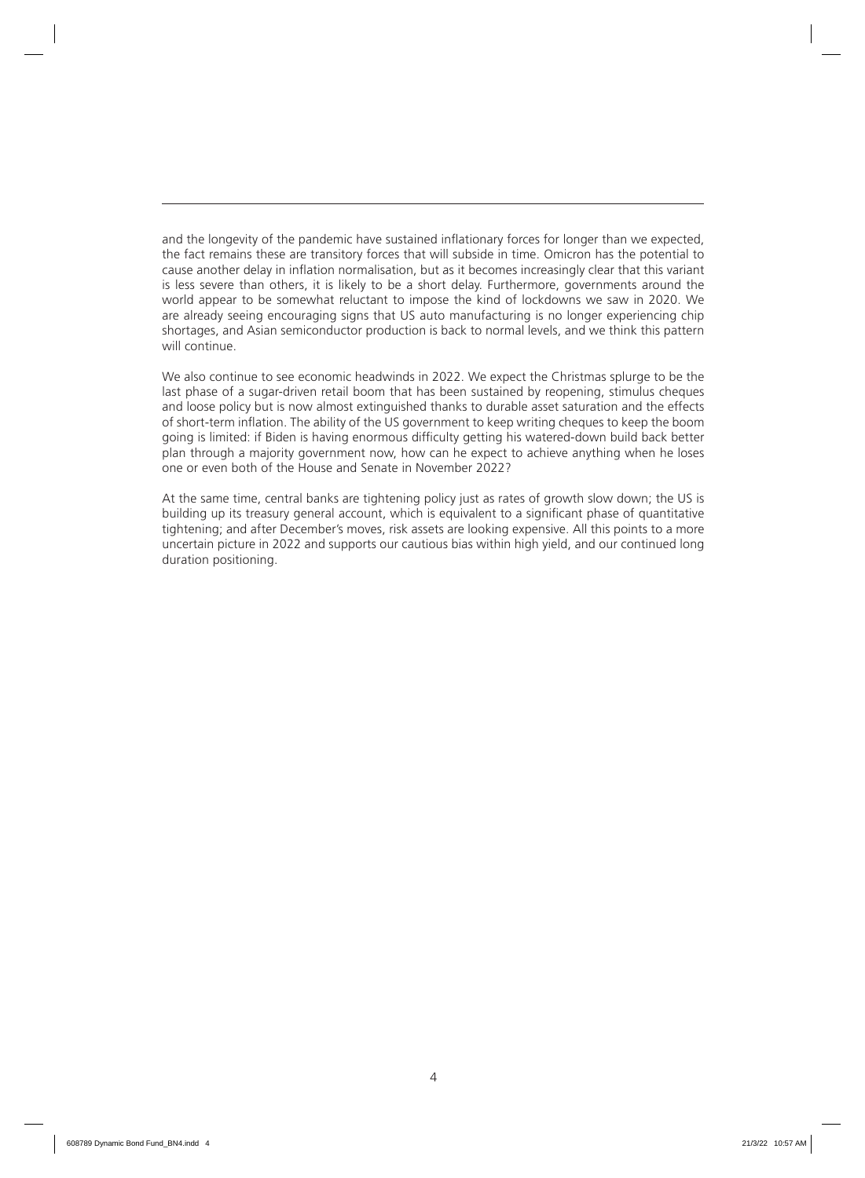and the longevity of the pandemic have sustained inflationary forces for longer than we expected, the fact remains these are transitory forces that will subside in time. Omicron has the potential to cause another delay in inflation normalisation, but as it becomes increasingly clear that this variant is less severe than others, it is likely to be a short delay. Furthermore, governments around the world appear to be somewhat reluctant to impose the kind of lockdowns we saw in 2020. We are already seeing encouraging signs that US auto manufacturing is no longer experiencing chip shortages, and Asian semiconductor production is back to normal levels, and we think this pattern will continue.

We also continue to see economic headwinds in 2022. We expect the Christmas splurge to be the last phase of a sugar-driven retail boom that has been sustained by reopening, stimulus cheques and loose policy but is now almost extinguished thanks to durable asset saturation and the effects of short-term inflation. The ability of the US government to keep writing cheques to keep the boom going is limited: if Biden is having enormous difficulty getting his watered-down build back better plan through a majority government now, how can he expect to achieve anything when he loses one or even both of the House and Senate in November 2022?

At the same time, central banks are tightening policy just as rates of growth slow down; the US is building up its treasury general account, which is equivalent to a significant phase of quantitative tightening; and after December's moves, risk assets are looking expensive. All this points to a more uncertain picture in 2022 and supports our cautious bias within high yield, and our continued long duration positioning.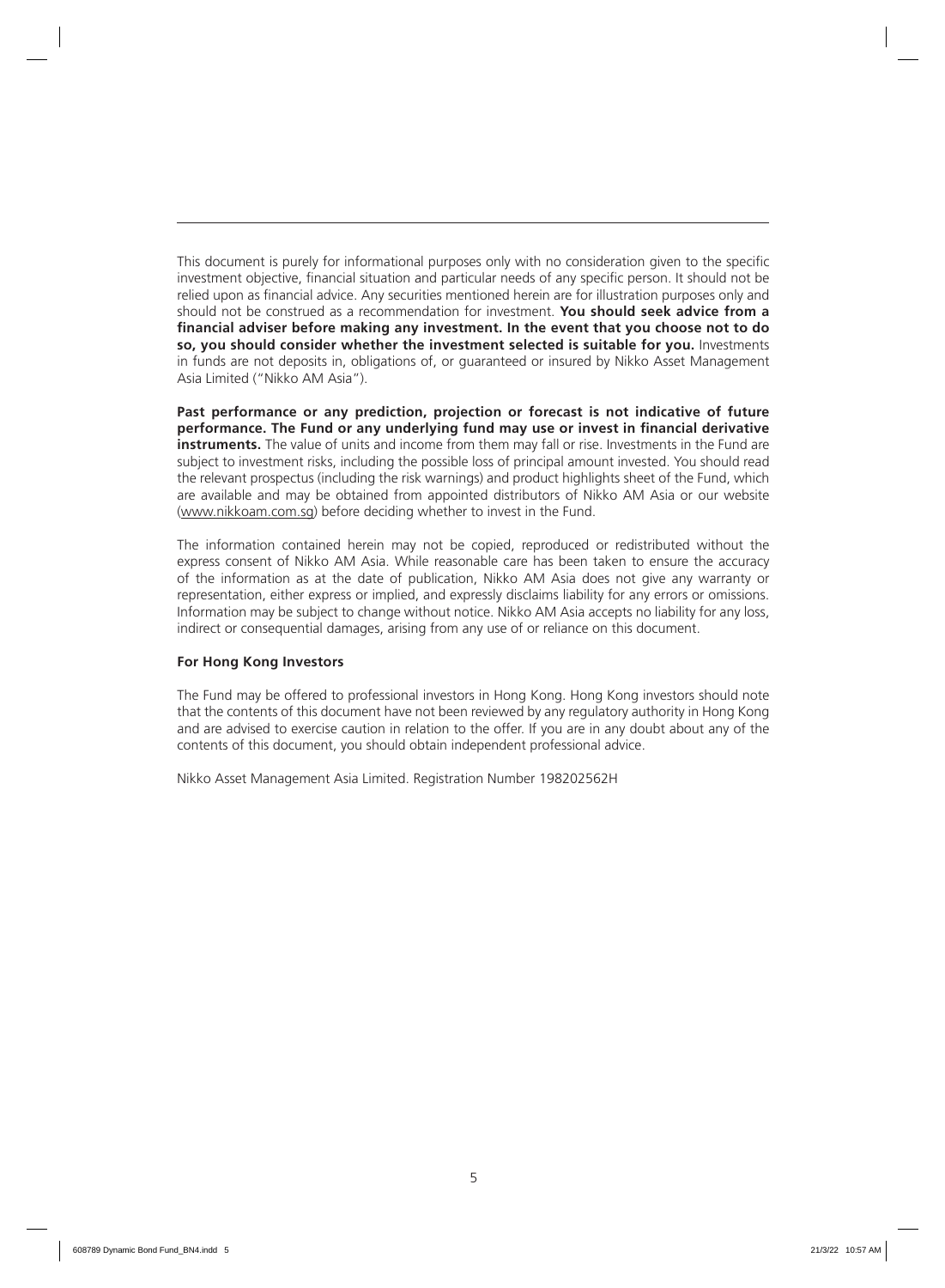This document is purely for informational purposes only with no consideration given to the specific investment objective, financial situation and particular needs of any specific person. It should not be relied upon as financial advice. Any securities mentioned herein are for illustration purposes only and should not be construed as a recommendation for investment. **You should seek advice from a financial adviser before making any investment. In the event that you choose not to do so, you should consider whether the investment selected is suitable for you.** Investments in funds are not deposits in, obligations of, or guaranteed or insured by Nikko Asset Management Asia Limited ("Nikko AM Asia").

**Past performance or any prediction, projection or forecast is not indicative of future performance. The Fund or any underlying fund may use or invest in financial derivative instruments.** The value of units and income from them may fall or rise. Investments in the Fund are subject to investment risks, including the possible loss of principal amount invested. You should read the relevant prospectus (including the risk warnings) and product highlights sheet of the Fund, which are available and may be obtained from appointed distributors of Nikko AM Asia or our website (www.nikkoam.com.sg) before deciding whether to invest in the Fund.

The information contained herein may not be copied, reproduced or redistributed without the express consent of Nikko AM Asia. While reasonable care has been taken to ensure the accuracy of the information as at the date of publication, Nikko AM Asia does not give any warranty or representation, either express or implied, and expressly disclaims liability for any errors or omissions. Information may be subject to change without notice. Nikko AM Asia accepts no liability for any loss, indirect or consequential damages, arising from any use of or reliance on this document.

**For Hong Kong Investors**

The Fund may be offered to professional investors in Hong Kong. Hong Kong investors should note that the contents of this document have not been reviewed by any regulatory authority in Hong Kong and are advised to exercise caution in relation to the offer. If you are in any doubt about any of the contents of this document, you should obtain independent professional advice.

Nikko Asset Management Asia Limited. Registration Number 198202562H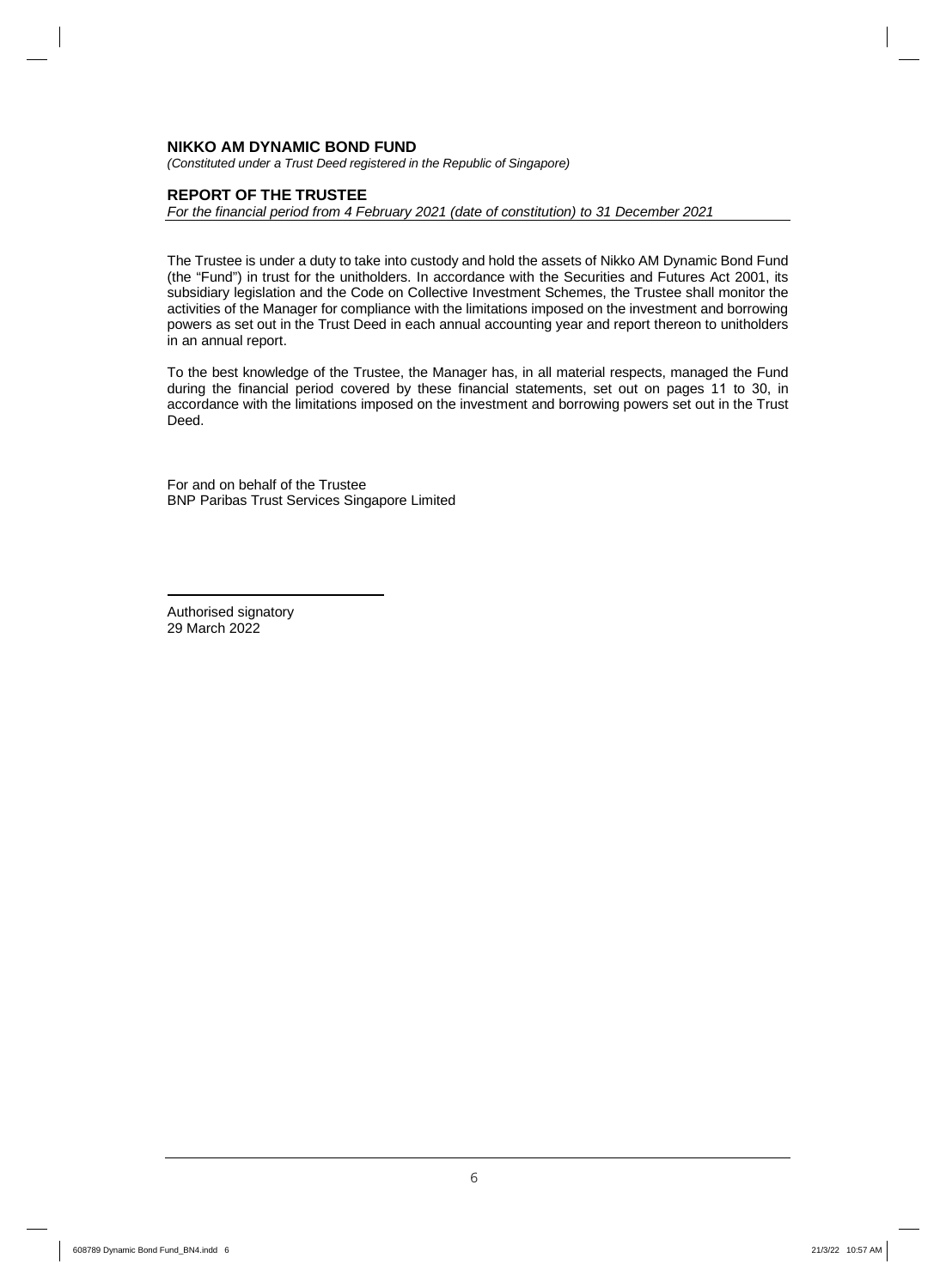**NIKKO AM DYNAMIC BOND FUND**

*(Constituted under a Trust Deed registered in the Republic of Singapore)*

## REPORT OF THE TRUSTEE

*For the financial period from 4 February 2021 (date of constitution) to 31 December 2021*

The Trustee is under a duty to take into custody and hold the assets of Nikko AM Dynamic Bond Fund (the "Fund") in trust for the unitholders. In accordance with the Securities and Futures Act 2001, its subsidiary legislation and the Code on Collective Investment Schemes, the Trustee shall monitor the activities of the Manager for compliance with the limitations imposed on the investment and borrowing powers as set out in the Trust Deed in each annual accounting year and report thereon to unitholders in an annual report.

To the best knowledge of the Trustee, the Manager has, in all material respects, managed the Fund during the financial period covered by these financial statements, set out on pages 11 to 30, in accordance with the limitations imposed on the investment and borrowing powers set out in the Trust Deed.

For and on behalf of the Trustee
BNP Paribas Trust Services Singapore Limited

Authorised signatory
29 March 2022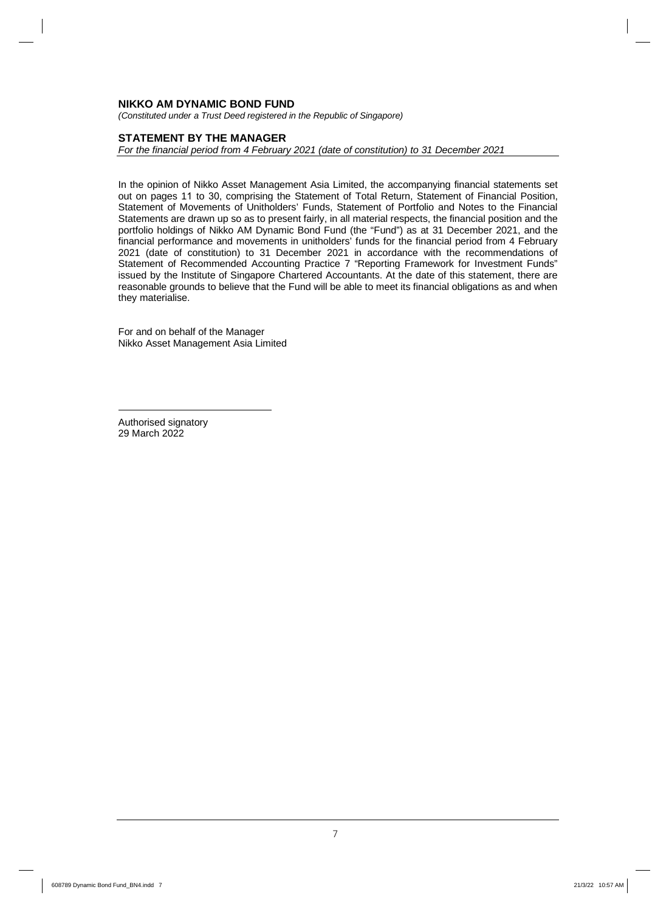**NIKKO AM DYNAMIC BOND FUND**

*(Constituted under a Trust Deed registered in the Republic of Singapore)*

**STATEMENT BY THE MANAGER**

*For the financial period from 4 February 2021 (date of constitution) to 31 December 2021*

In the opinion of Nikko Asset Management Asia Limited, the accompanying financial statements set out on pages 11 to 30, comprising the Statement of Total Return, Statement of Financial Position, Statement of Movements of Unitholders' Funds, Statement of Portfolio and Notes to the Financial Statements are drawn up so as to present fairly, in all material respects, the financial position and the portfolio holdings of Nikko AM Dynamic Bond Fund (the "Fund") as at 31 December 2021, and the financial performance and movements in unitholders' funds for the financial period from 4 February 2021 (date of constitution) to 31 December 2021 in accordance with the recommendations of Statement of Recommended Accounting Practice 7 "Reporting Framework for Investment Funds" issued by the Institute of Singapore Chartered Accountants. At the date of this statement, there are reasonable grounds to believe that the Fund will be able to meet its financial obligations as and when they materialise.

For and on behalf of the Manager
Nikko Asset Management Asia Limited

Authorised signatory
29 March 2022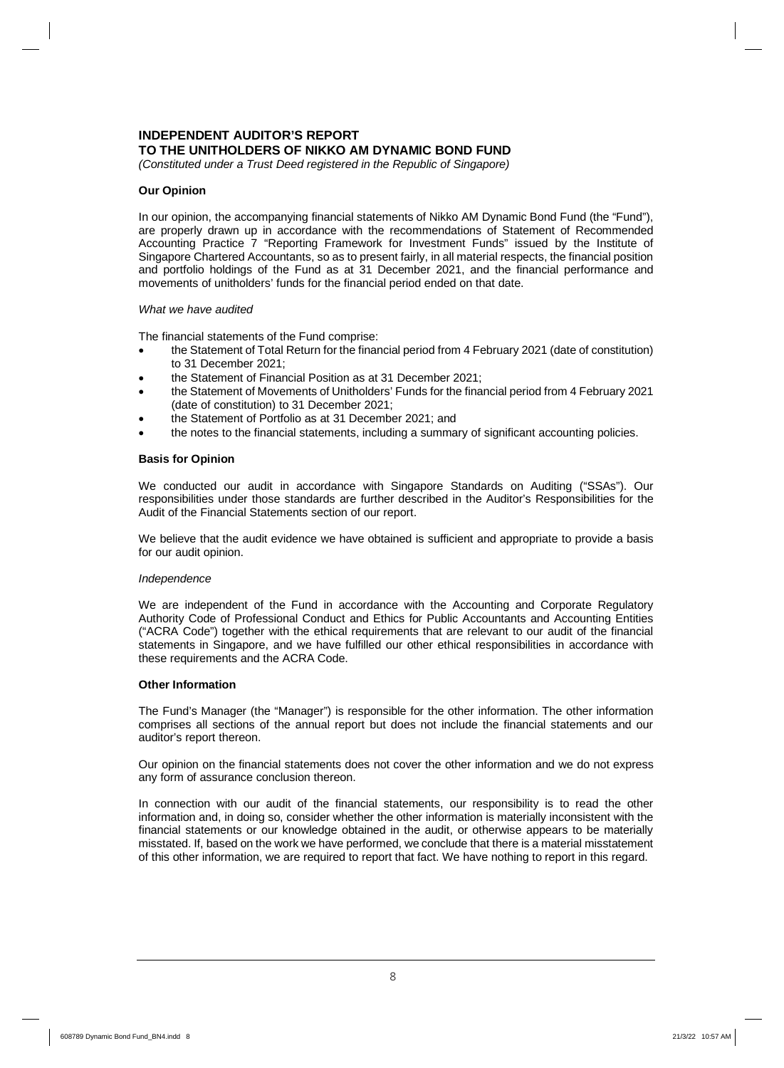# INDEPENDENT AUDITOR'S REPORT
# TO THE UNITHOLDERS OF NIKKO AM DYNAMIC BOND FUND

*(Constituted under a Trust Deed registered in the Republic of Singapore)*

**Our Opinion**

In our opinion, the accompanying financial statements of Nikko AM Dynamic Bond Fund (the "Fund"), are properly drawn up in accordance with the recommendations of Statement of Recommended Accounting Practice 7 "Reporting Framework for Investment Funds" issued by the Institute of Singapore Chartered Accountants, so as to present fairly, in all material respects, the financial position and portfolio holdings of the Fund as at 31 December 2021, and the financial performance and movements of unitholders' funds for the financial period ended on that date.

*What we have audited*

The financial statements of the Fund comprise:

- the Statement of Total Return for the financial period from 4 February 2021 (date of constitution) to 31 December 2021;
- the Statement of Financial Position as at 31 December 2021;
- the Statement of Movements of Unitholders' Funds for the financial period from 4 February 2021 (date of constitution) to 31 December 2021;
- the Statement of Portfolio as at 31 December 2021; and
- the notes to the financial statements, including a summary of significant accounting policies.

**Basis for Opinion**

We conducted our audit in accordance with Singapore Standards on Auditing ("SSAs"). Our responsibilities under those standards are further described in the Auditor's Responsibilities for the Audit of the Financial Statements section of our report.

We believe that the audit evidence we have obtained is sufficient and appropriate to provide a basis for our audit opinion.

*Independence*

We are independent of the Fund in accordance with the Accounting and Corporate Regulatory Authority Code of Professional Conduct and Ethics for Public Accountants and Accounting Entities ("ACRA Code") together with the ethical requirements that are relevant to our audit of the financial statements in Singapore, and we have fulfilled our other ethical responsibilities in accordance with these requirements and the ACRA Code.

**Other Information**

The Fund's Manager (the "Manager") is responsible for the other information. The other information comprises all sections of the annual report but does not include the financial statements and our auditor's report thereon.

Our opinion on the financial statements does not cover the other information and we do not express any form of assurance conclusion thereon.

In connection with our audit of the financial statements, our responsibility is to read the other information and, in doing so, consider whether the other information is materially inconsistent with the financial statements or our knowledge obtained in the audit, or otherwise appears to be materially misstated. If, based on the work we have performed, we conclude that there is a material misstatement of this other information, we are required to report that fact. We have nothing to report in this regard.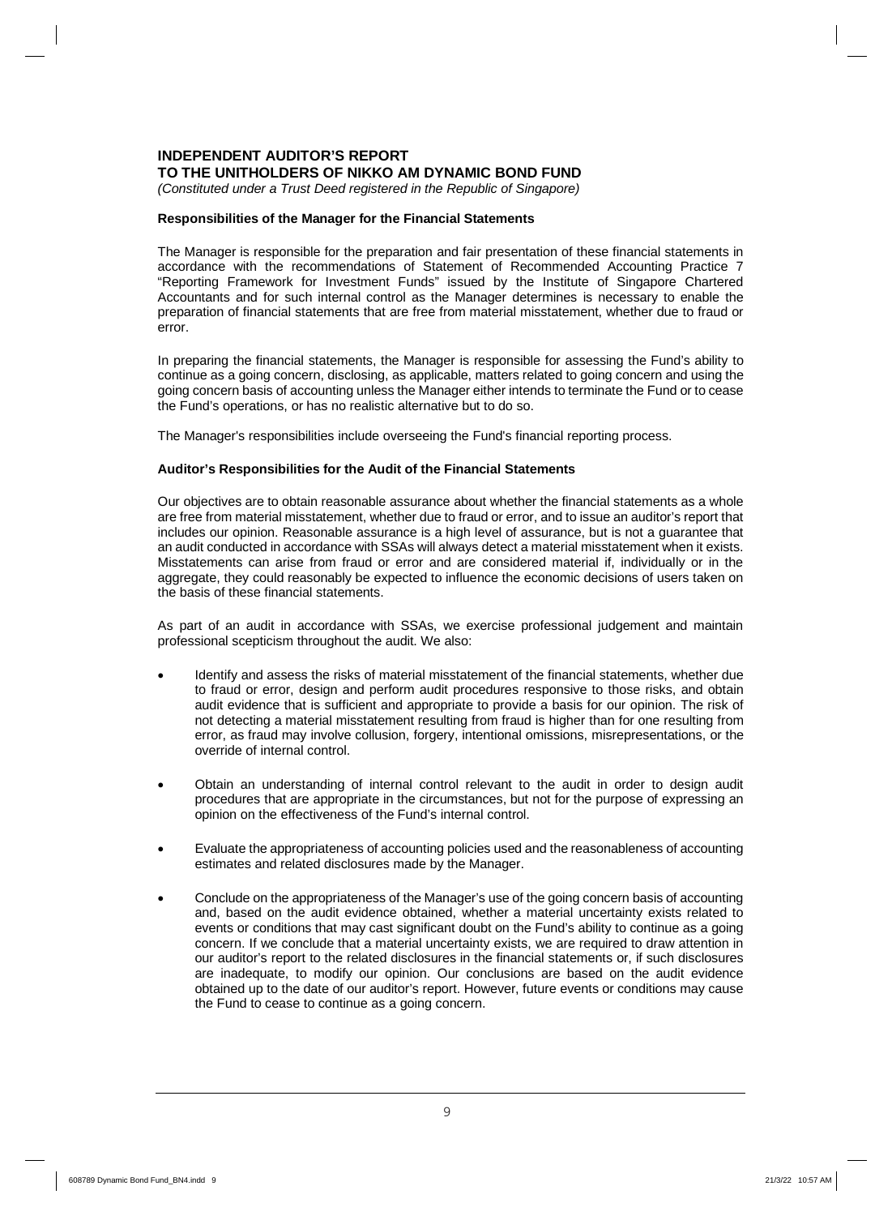## INDEPENDENT AUDITOR'S REPORT
## TO THE UNITHOLDERS OF NIKKO AM DYNAMIC BOND FUND

*(Constituted under a Trust Deed registered in the Republic of Singapore)*

**Responsibilities of the Manager for the Financial Statements**

The Manager is responsible for the preparation and fair presentation of these financial statements in accordance with the recommendations of Statement of Recommended Accounting Practice 7 "Reporting Framework for Investment Funds" issued by the Institute of Singapore Chartered Accountants and for such internal control as the Manager determines is necessary to enable the preparation of financial statements that are free from material misstatement, whether due to fraud or error.

In preparing the financial statements, the Manager is responsible for assessing the Fund's ability to continue as a going concern, disclosing, as applicable, matters related to going concern and using the going concern basis of accounting unless the Manager either intends to terminate the Fund or to cease the Fund's operations, or has no realistic alternative but to do so.

The Manager's responsibilities include overseeing the Fund's financial reporting process.

**Auditor's Responsibilities for the Audit of the Financial Statements**

Our objectives are to obtain reasonable assurance about whether the financial statements as a whole are free from material misstatement, whether due to fraud or error, and to issue an auditor's report that includes our opinion. Reasonable assurance is a high level of assurance, but is not a guarantee that an audit conducted in accordance with SSAs will always detect a material misstatement when it exists. Misstatements can arise from fraud or error and are considered material if, individually or in the aggregate, they could reasonably be expected to influence the economic decisions of users taken on the basis of these financial statements.

As part of an audit in accordance with SSAs, we exercise professional judgement and maintain professional scepticism throughout the audit. We also:

- Identify and assess the risks of material misstatement of the financial statements, whether due to fraud or error, design and perform audit procedures responsive to those risks, and obtain audit evidence that is sufficient and appropriate to provide a basis for our opinion. The risk of not detecting a material misstatement resulting from fraud is higher than for one resulting from error, as fraud may involve collusion, forgery, intentional omissions, misrepresentations, or the override of internal control.

- Obtain an understanding of internal control relevant to the audit in order to design audit procedures that are appropriate in the circumstances, but not for the purpose of expressing an opinion on the effectiveness of the Fund's internal control.

- Evaluate the appropriateness of accounting policies used and the reasonableness of accounting estimates and related disclosures made by the Manager.

- Conclude on the appropriateness of the Manager's use of the going concern basis of accounting and, based on the audit evidence obtained, whether a material uncertainty exists related to events or conditions that may cast significant doubt on the Fund's ability to continue as a going concern. If we conclude that a material uncertainty exists, we are required to draw attention in our auditor's report to the related disclosures in the financial statements or, if such disclosures are inadequate, to modify our opinion. Our conclusions are based on the audit evidence obtained up to the date of our auditor's report. However, future events or conditions may cause the Fund to cease to continue as a going concern.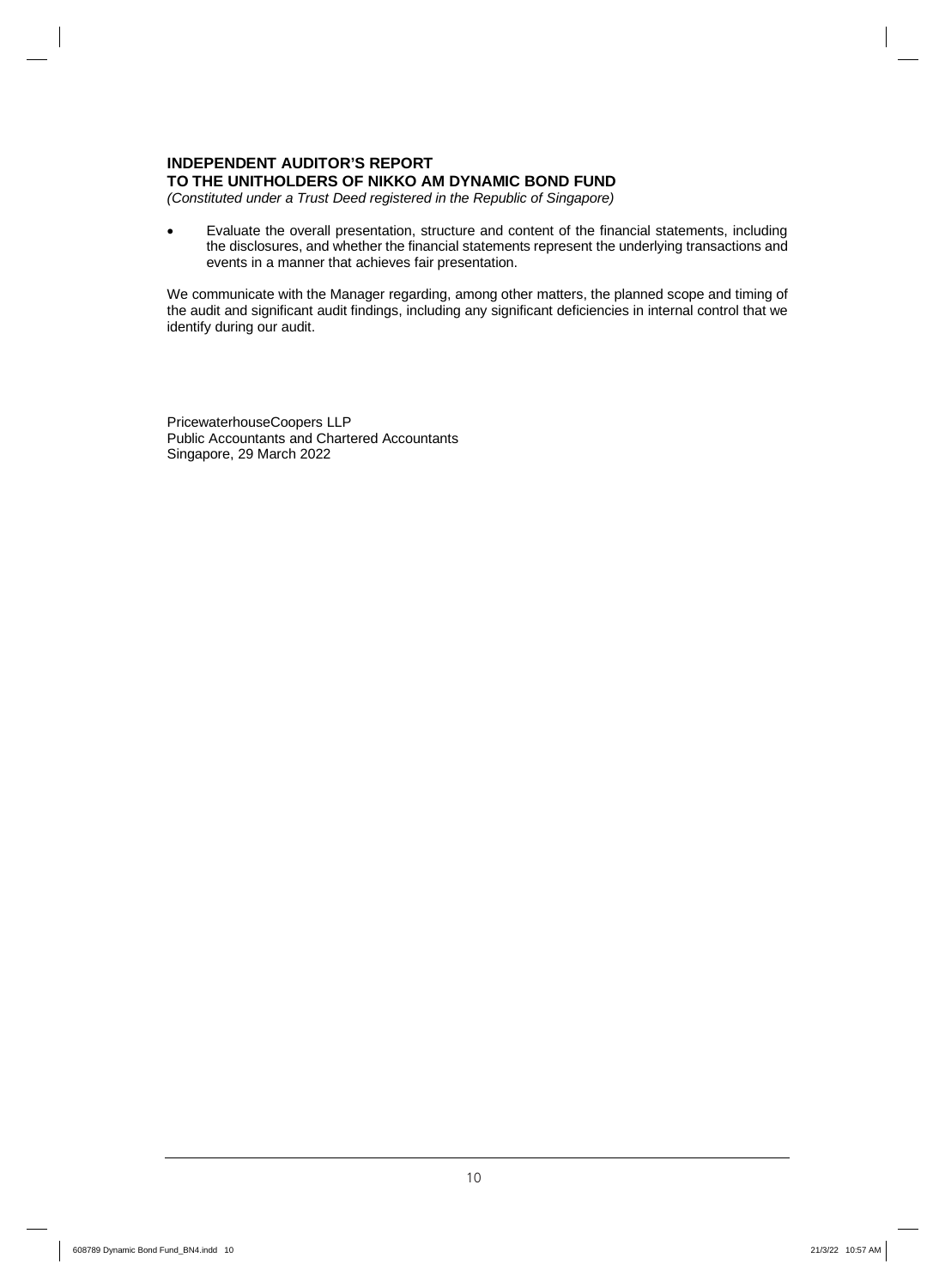**INDEPENDENT AUDITOR'S REPORT**
**TO THE UNITHOLDERS OF NIKKO AM DYNAMIC BOND FUND**
*(Constituted under a Trust Deed registered in the Republic of Singapore)*

- Evaluate the overall presentation, structure and content of the financial statements, including the disclosures, and whether the financial statements represent the underlying transactions and events in a manner that achieves fair presentation.

We communicate with the Manager regarding, among other matters, the planned scope and timing of the audit and significant audit findings, including any significant deficiencies in internal control that we identify during our audit.

PricewaterhouseCoopers LLP
Public Accountants and Chartered Accountants
Singapore, 29 March 2022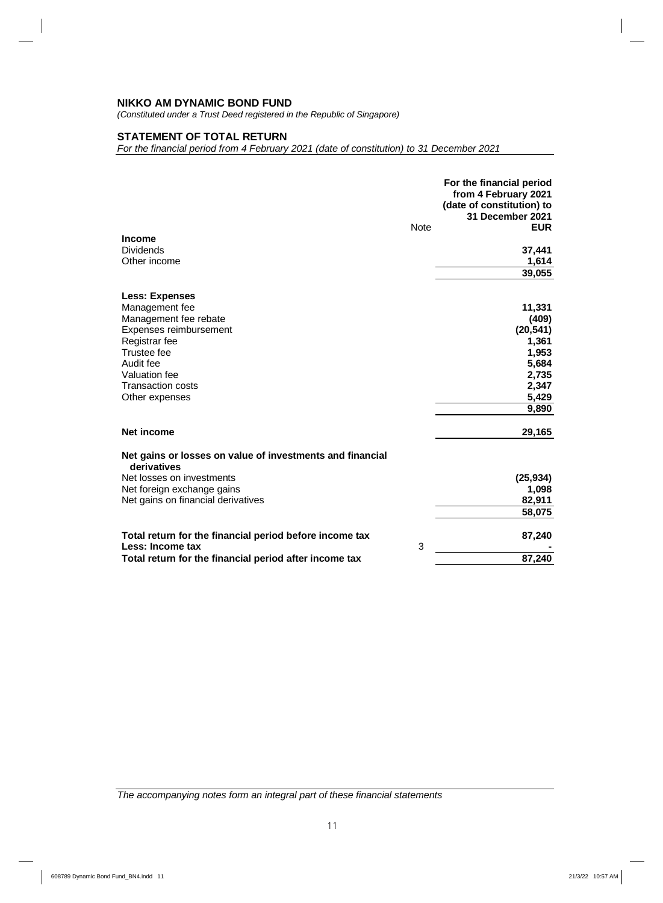**NIKKO AM DYNAMIC BOND FUND**

*(Constituted under a Trust Deed registered in the Republic of Singapore)*

## STATEMENT OF TOTAL RETURN

*For the financial period from 4 February 2021 (date of constitution) to 31 December 2021*

| | Note | For the financial period from 4 February 2021 (date of constitution) to 31 December 2021 EUR |
|---|---|---|
| **Income** | | |
| Dividends | | 37,441 |
| Other income | | 1,614 |
| | | 39,055 |
| **Less: Expenses** | | |
| Management fee | | 11,331 |
| Management fee rebate | | (409) |
| Expenses reimbursement | | (20,541) |
| Registrar fee | | 1,361 |
| Trustee fee | | 1,953 |
| Audit fee | | 5,684 |
| Valuation fee | | 2,735 |
| Transaction costs | | 2,347 |
| Other expenses | | 5,429 |
| | | 9,890 |
| **Net income** | | 29,165 |
| **Net gains or losses on value of investments and financial derivatives** | | |
| Net losses on investments | | (25,934) |
| Net foreign exchange gains | | 1,098 |
| Net gains on financial derivatives | | 82,911 |
| | | 58,075 |
| **Total return for the financial period before income tax** | | 87,240 |
| **Less: Income tax** | 3 | - |
| **Total return for the financial period after income tax** | | 87,240 |

*The accompanying notes form an integral part of these financial statements*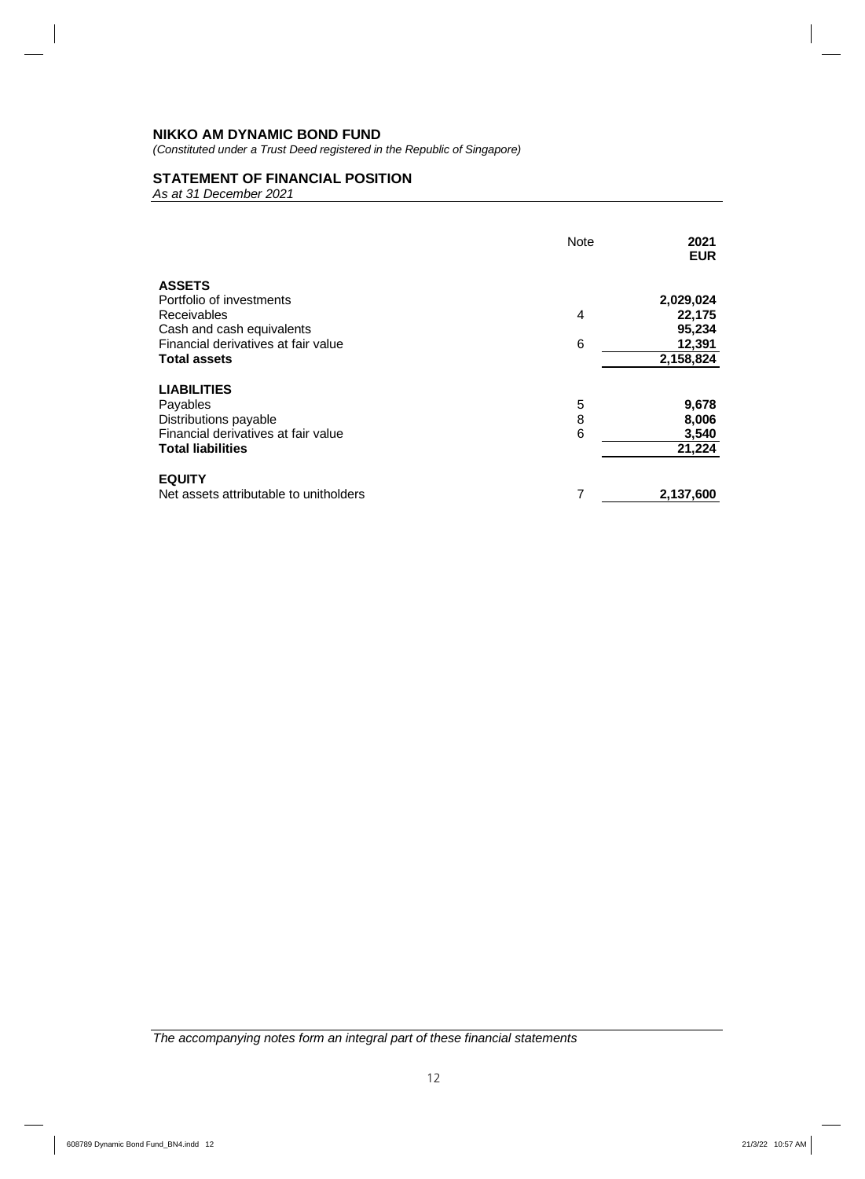# NIKKO AM DYNAMIC BOND FUND

*(Constituted under a Trust Deed registered in the Republic of Singapore)*

## STATEMENT OF FINANCIAL POSITION

*As at 31 December 2021*

| | Note | **2021 EUR** |
|---|---|---|
| **ASSETS** | | |
| Portfolio of investments | | **2,029,024** |
| Receivables | 4 | **22,175** |
| Cash and cash equivalents | | **95,234** |
| Financial derivatives at fair value | 6 | **12,391** |
| **Total assets** | | **2,158,824** |
| **LIABILITIES** | | |
| Payables | 5 | **9,678** |
| Distributions payable | 8 | **8,006** |
| Financial derivatives at fair value | 6 | **3,540** |
| **Total liabilities** | | **21,224** |
| **EQUITY** | | |
| Net assets attributable to unitholders | 7 | **2,137,600** |

*The accompanying notes form an integral part of these financial statements*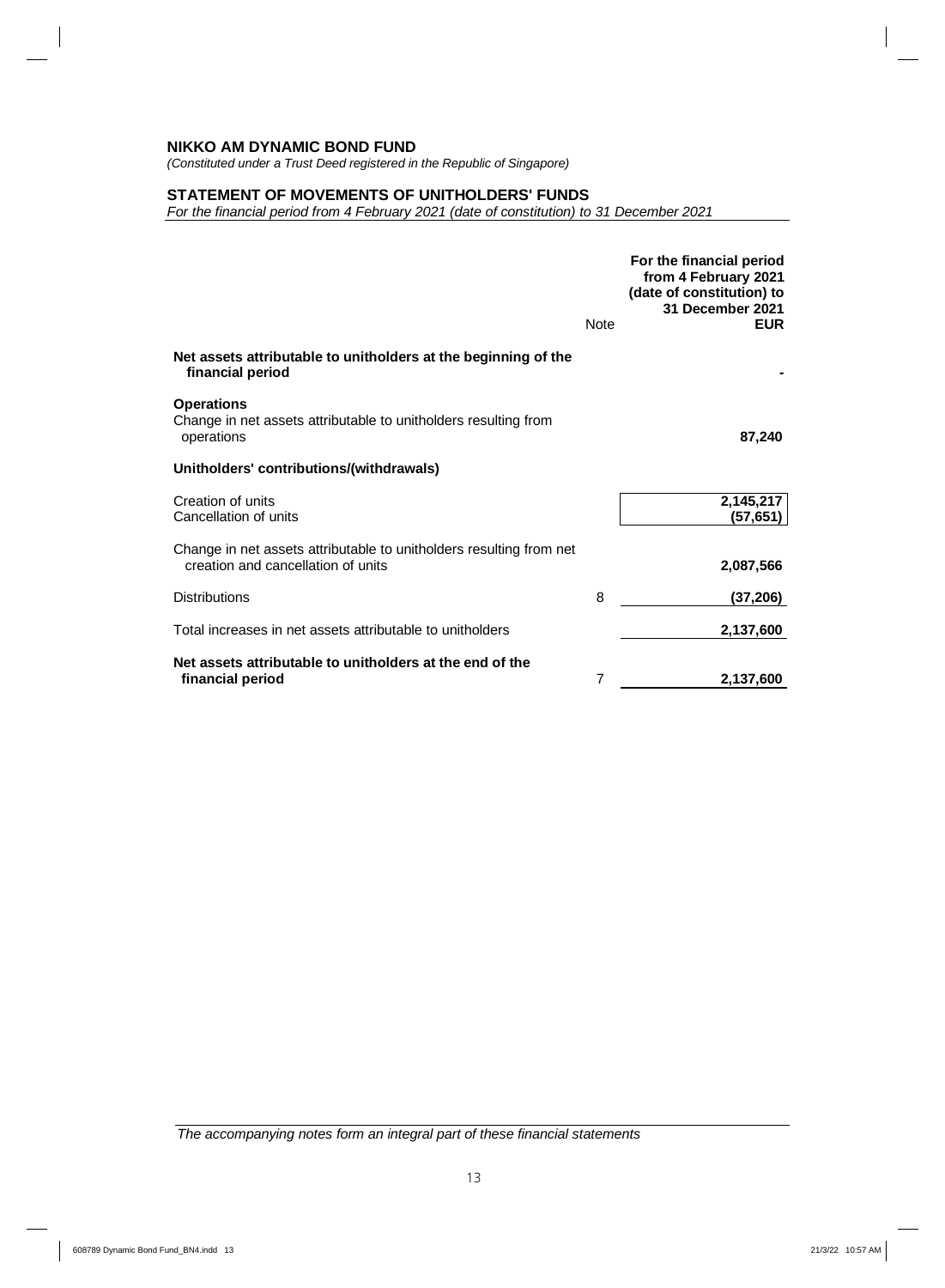**NIKKO AM DYNAMIC BOND FUND**

*(Constituted under a Trust Deed registered in the Republic of Singapore)*

**STATEMENT OF MOVEMENTS OF UNITHOLDERS' FUNDS**

*For the financial period from 4 February 2021 (date of constitution) to 31 December 2021*

| | Note | For the financial period from 4 February 2021 (date of constitution) to 31 December 2021 EUR |
|---|---|---|
| **Net assets attributable to unitholders at the beginning of the financial period** | | - |
| **Operations** | | |
| Change in net assets attributable to unitholders resulting from operations | | 87,240 |
| **Unitholders' contributions/(withdrawals)** | | |
| Creation of units | | 2,145,217 |
| Cancellation of units | | (57,651) |
| Change in net assets attributable to unitholders resulting from net creation and cancellation of units | | 2,087,566 |
| Distributions | 8 | (37,206) |
| Total increases in net assets attributable to unitholders | | 2,137,600 |
| **Net assets attributable to unitholders at the end of the financial period** | 7 | 2,137,600 |

*The accompanying notes form an integral part of these financial statements*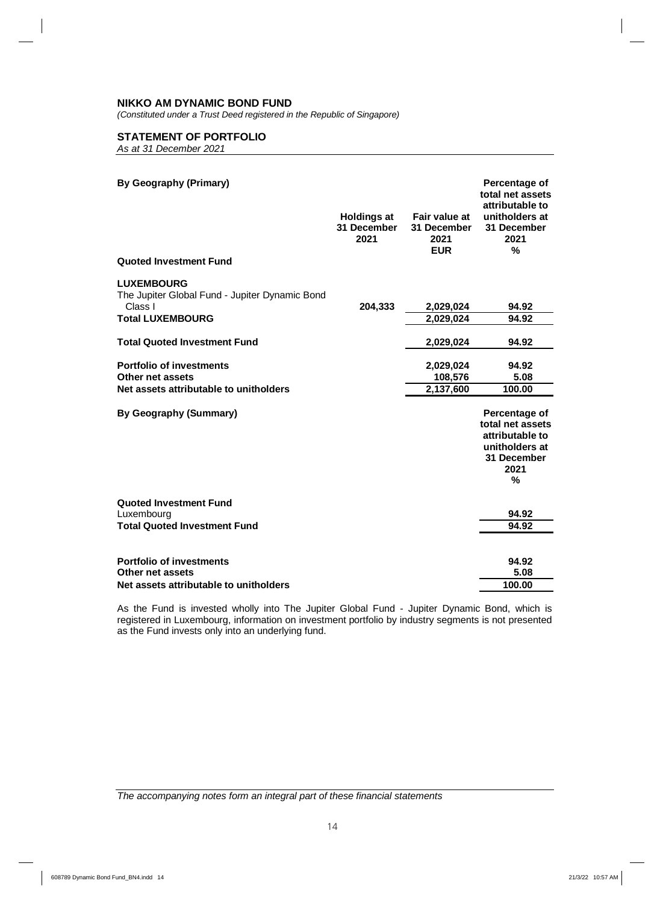**NIKKO AM DYNAMIC BOND FUND**

*(Constituted under a Trust Deed registered in the Republic of Singapore)*

**STATEMENT OF PORTFOLIO**

*As at 31 December 2021*

| **By Geography (Primary)** | **Holdings at 31 December 2021** | **Fair value at 31 December 2021 EUR** | **Percentage of total net assets attributable to unitholders at 31 December 2021 %** |
|---|---|---|---|
| **Quoted Investment Fund** | | | |
| **LUXEMBOURG** | | | |
| The Jupiter Global Fund - Jupiter Dynamic Bond Class I | **204,333** | **2,029,024** | **94.92** |
| **Total LUXEMBOURG** | | **2,029,024** | **94.92** |
| **Total Quoted Investment Fund** | | **2,029,024** | **94.92** |
| **Portfolio of investments** | | **2,029,024** | **94.92** |
| **Other net assets** | | **108,576** | **5.08** |
| **Net assets attributable to unitholders** | | **2,137,600** | **100.00** |

| **By Geography (Summary)** | **Percentage of total net assets attributable to unitholders at 31 December 2021 %** |
|---|---|
| **Quoted Investment Fund** | |
| Luxembourg | **94.92** |
| **Total Quoted Investment Fund** | **94.92** |
| **Portfolio of investments** | **94.92** |
| **Other net assets** | **5.08** |
| **Net assets attributable to unitholders** | **100.00** |

As the Fund is invested wholly into The Jupiter Global Fund - Jupiter Dynamic Bond, which is registered in Luxembourg, information on investment portfolio by industry segments is not presented as the Fund invests only into an underlying fund.

*The accompanying notes form an integral part of these financial statements*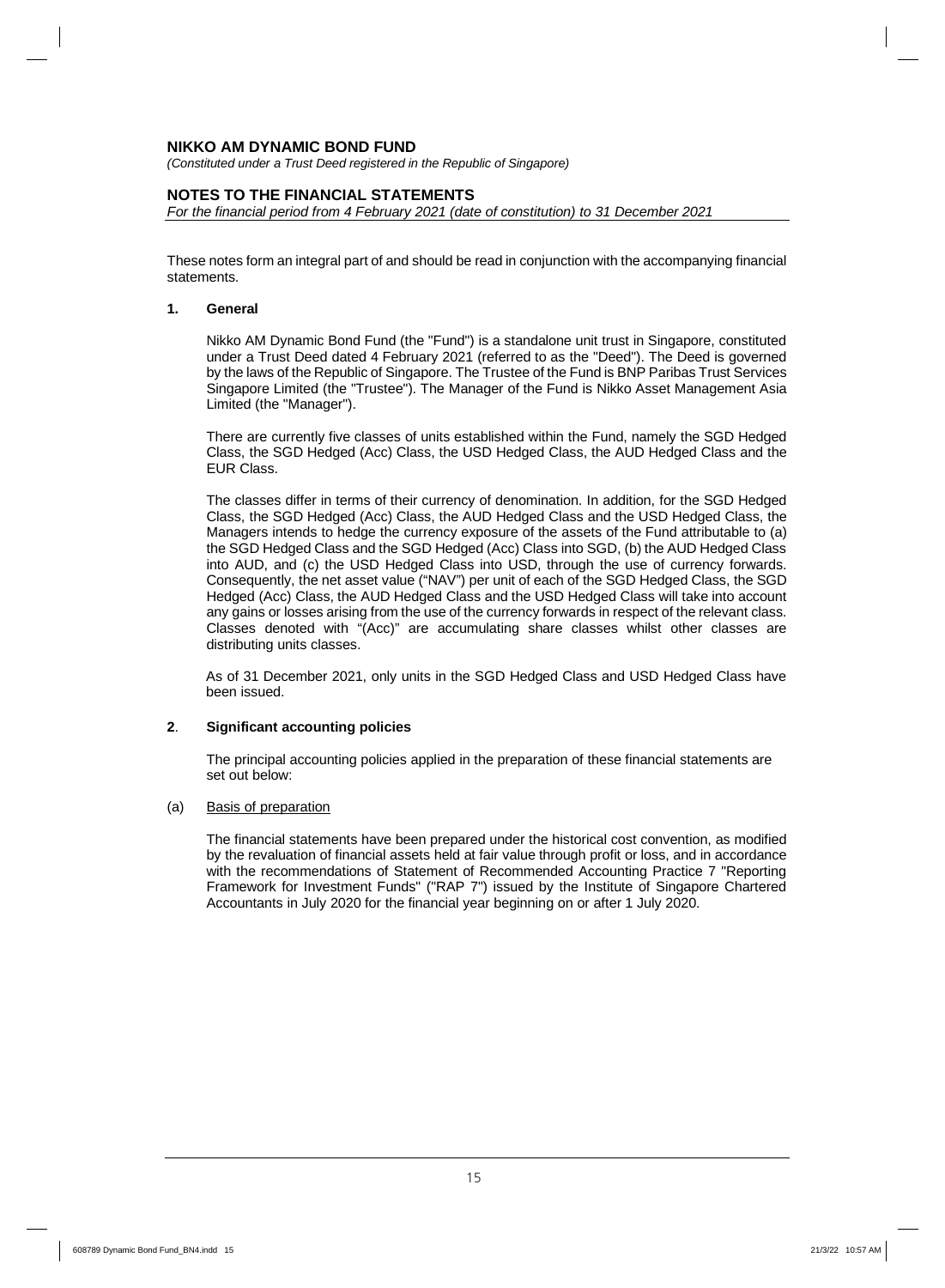**NIKKO AM DYNAMIC BOND FUND**

*(Constituted under a Trust Deed registered in the Republic of Singapore)*

**NOTES TO THE FINANCIAL STATEMENTS**

*For the financial period from 4 February 2021 (date of constitution) to 31 December 2021*

These notes form an integral part of and should be read in conjunction with the accompanying financial statements.

**1. General**

Nikko AM Dynamic Bond Fund (the "Fund") is a standalone unit trust in Singapore, constituted under a Trust Deed dated 4 February 2021 (referred to as the "Deed"). The Deed is governed by the laws of the Republic of Singapore. The Trustee of the Fund is BNP Paribas Trust Services Singapore Limited (the "Trustee"). The Manager of the Fund is Nikko Asset Management Asia Limited (the "Manager").

There are currently five classes of units established within the Fund, namely the SGD Hedged Class, the SGD Hedged (Acc) Class, the USD Hedged Class, the AUD Hedged Class and the EUR Class.

The classes differ in terms of their currency of denomination. In addition, for the SGD Hedged Class, the SGD Hedged (Acc) Class, the AUD Hedged Class and the USD Hedged Class, the Managers intends to hedge the currency exposure of the assets of the Fund attributable to (a) the SGD Hedged Class and the SGD Hedged (Acc) Class into SGD, (b) the AUD Hedged Class into AUD, and (c) the USD Hedged Class into USD, through the use of currency forwards. Consequently, the net asset value ("NAV") per unit of each of the SGD Hedged Class, the SGD Hedged (Acc) Class, the AUD Hedged Class and the USD Hedged Class will take into account any gains or losses arising from the use of the currency forwards in respect of the relevant class. Classes denoted with "(Acc)" are accumulating share classes whilst other classes are distributing units classes.

As of 31 December 2021, only units in the SGD Hedged Class and USD Hedged Class have been issued.

**2. Significant accounting policies**

The principal accounting policies applied in the preparation of these financial statements are set out below:

(a) Basis of preparation

The financial statements have been prepared under the historical cost convention, as modified by the revaluation of financial assets held at fair value through profit or loss, and in accordance with the recommendations of Statement of Recommended Accounting Practice 7 "Reporting Framework for Investment Funds" ("RAP 7") issued by the Institute of Singapore Chartered Accountants in July 2020 for the financial year beginning on or after 1 July 2020.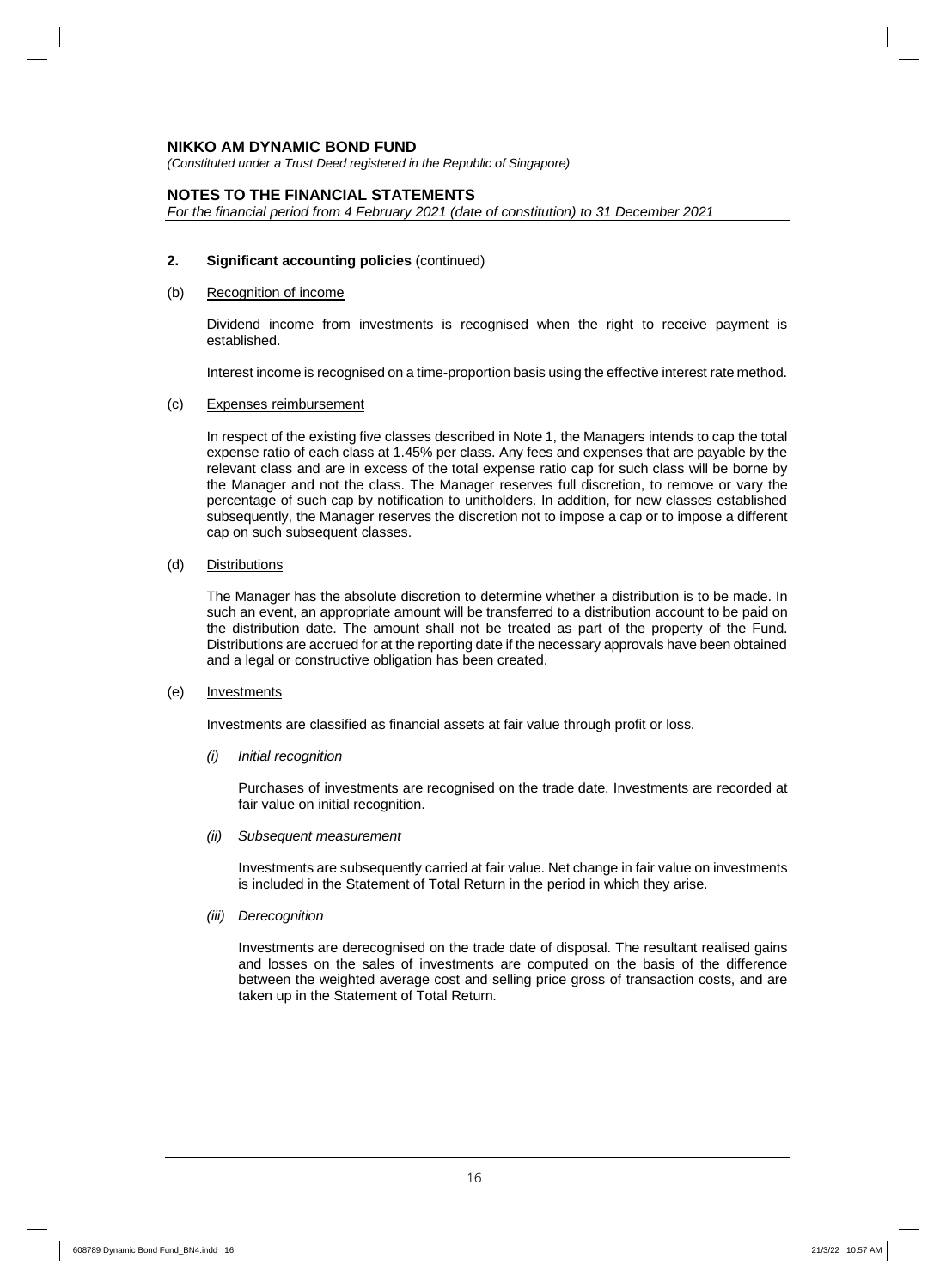**NIKKO AM DYNAMIC BOND FUND**

*(Constituted under a Trust Deed registered in the Republic of Singapore)*

**NOTES TO THE FINANCIAL STATEMENTS**

*For the financial period from 4 February 2021 (date of constitution) to 31 December 2021*

**2. Significant accounting policies** (continued)

(b) Recognition of income

Dividend income from investments is recognised when the right to receive payment is established.

Interest income is recognised on a time-proportion basis using the effective interest rate method.

(c) Expenses reimbursement

In respect of the existing five classes described in Note 1, the Managers intends to cap the total expense ratio of each class at 1.45% per class. Any fees and expenses that are payable by the relevant class and are in excess of the total expense ratio cap for such class will be borne by the Manager and not the class. The Manager reserves full discretion, to remove or vary the percentage of such cap by notification to unitholders. In addition, for new classes established subsequently, the Manager reserves the discretion not to impose a cap or to impose a different cap on such subsequent classes.

(d) Distributions

The Manager has the absolute discretion to determine whether a distribution is to be made. In such an event, an appropriate amount will be transferred to a distribution account to be paid on the distribution date. The amount shall not be treated as part of the property of the Fund. Distributions are accrued for at the reporting date if the necessary approvals have been obtained and a legal or constructive obligation has been created.

(e) Investments

Investments are classified as financial assets at fair value through profit or loss.

*(i) Initial recognition*

Purchases of investments are recognised on the trade date. Investments are recorded at fair value on initial recognition.

*(ii) Subsequent measurement*

Investments are subsequently carried at fair value. Net change in fair value on investments is included in the Statement of Total Return in the period in which they arise.

*(iii) Derecognition*

Investments are derecognised on the trade date of disposal. The resultant realised gains and losses on the sales of investments are computed on the basis of the difference between the weighted average cost and selling price gross of transaction costs, and are taken up in the Statement of Total Return.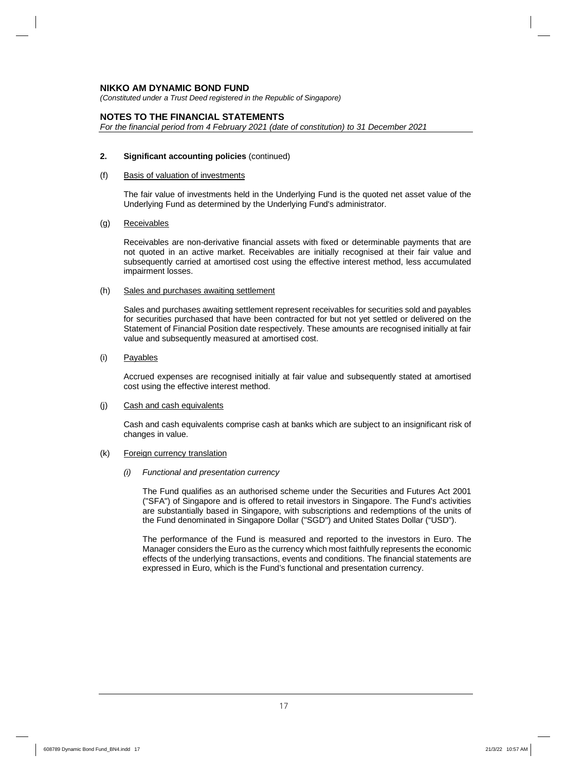**NIKKO AM DYNAMIC BOND FUND**
*(Constituted under a Trust Deed registered in the Republic of Singapore)*

**NOTES TO THE FINANCIAL STATEMENTS**
*For the financial period from 4 February 2021 (date of constitution) to 31 December 2021*

**2. Significant accounting policies** (continued)

(f) Basis of valuation of investments

The fair value of investments held in the Underlying Fund is the quoted net asset value of the Underlying Fund as determined by the Underlying Fund's administrator.

(g) Receivables

Receivables are non-derivative financial assets with fixed or determinable payments that are not quoted in an active market. Receivables are initially recognised at their fair value and subsequently carried at amortised cost using the effective interest method, less accumulated impairment losses.

(h) Sales and purchases awaiting settlement

Sales and purchases awaiting settlement represent receivables for securities sold and payables for securities purchased that have been contracted for but not yet settled or delivered on the Statement of Financial Position date respectively. These amounts are recognised initially at fair value and subsequently measured at amortised cost.

(i) Payables

Accrued expenses are recognised initially at fair value and subsequently stated at amortised cost using the effective interest method.

(j) Cash and cash equivalents

Cash and cash equivalents comprise cash at banks which are subject to an insignificant risk of changes in value.

(k) Foreign currency translation

*(i) Functional and presentation currency*

The Fund qualifies as an authorised scheme under the Securities and Futures Act 2001 ("SFA") of Singapore and is offered to retail investors in Singapore. The Fund's activities are substantially based in Singapore, with subscriptions and redemptions of the units of the Fund denominated in Singapore Dollar ("SGD") and United States Dollar ("USD").

The performance of the Fund is measured and reported to the investors in Euro. The Manager considers the Euro as the currency which most faithfully represents the economic effects of the underlying transactions, events and conditions. The financial statements are expressed in Euro, which is the Fund's functional and presentation currency.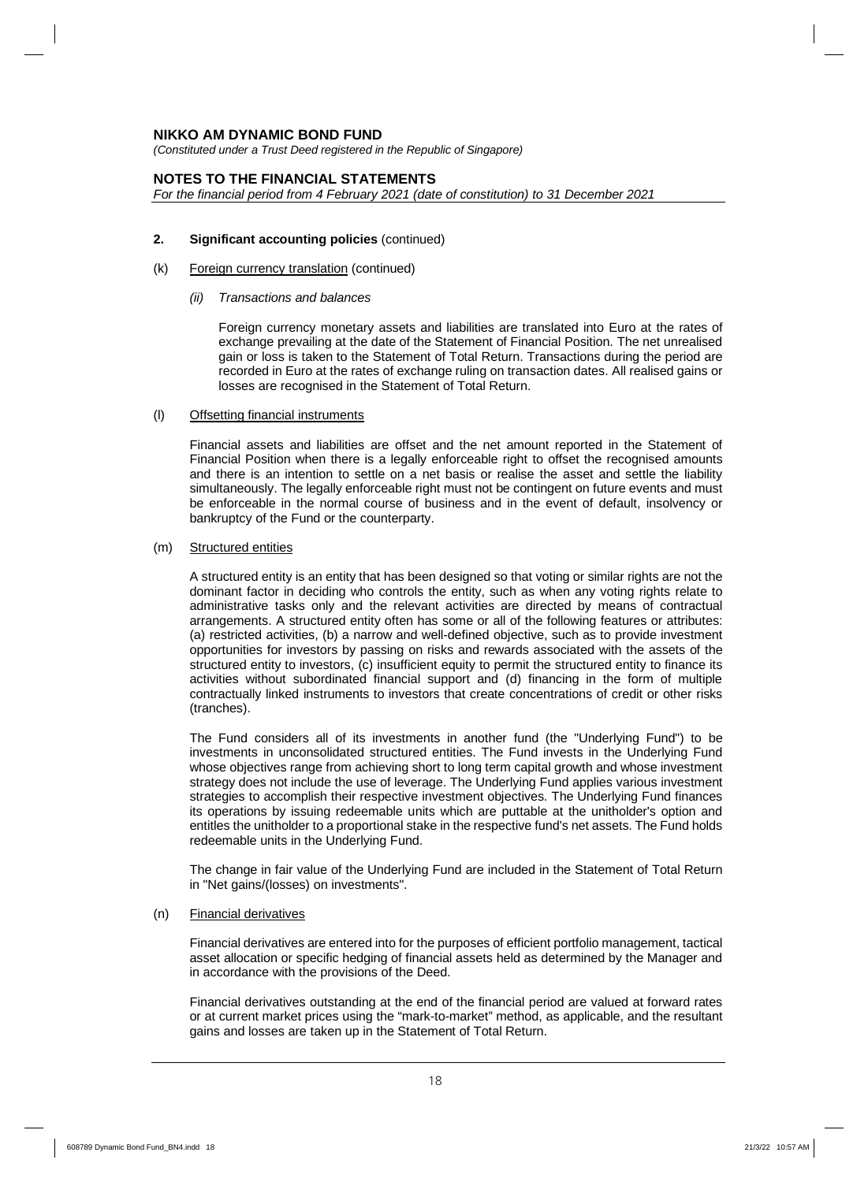**NIKKO AM DYNAMIC BOND FUND**

*(Constituted under a Trust Deed registered in the Republic of Singapore)*

**NOTES TO THE FINANCIAL STATEMENTS**

*For the financial period from 4 February 2021 (date of constitution) to 31 December 2021*

**2. Significant accounting policies** (continued)

(k) Foreign currency translation (continued)

*(ii) Transactions and balances*

Foreign currency monetary assets and liabilities are translated into Euro at the rates of exchange prevailing at the date of the Statement of Financial Position. The net unrealised gain or loss is taken to the Statement of Total Return. Transactions during the period are recorded in Euro at the rates of exchange ruling on transaction dates. All realised gains or losses are recognised in the Statement of Total Return.

(l) Offsetting financial instruments

Financial assets and liabilities are offset and the net amount reported in the Statement of Financial Position when there is a legally enforceable right to offset the recognised amounts and there is an intention to settle on a net basis or realise the asset and settle the liability simultaneously. The legally enforceable right must not be contingent on future events and must be enforceable in the normal course of business and in the event of default, insolvency or bankruptcy of the Fund or the counterparty.

(m) Structured entities

A structured entity is an entity that has been designed so that voting or similar rights are not the dominant factor in deciding who controls the entity, such as when any voting rights relate to administrative tasks only and the relevant activities are directed by means of contractual arrangements. A structured entity often has some or all of the following features or attributes: (a) restricted activities, (b) a narrow and well-defined objective, such as to provide investment opportunities for investors by passing on risks and rewards associated with the assets of the structured entity to investors, (c) insufficient equity to permit the structured entity to finance its activities without subordinated financial support and (d) financing in the form of multiple contractually linked instruments to investors that create concentrations of credit or other risks (tranches).

The Fund considers all of its investments in another fund (the "Underlying Fund") to be investments in unconsolidated structured entities. The Fund invests in the Underlying Fund whose objectives range from achieving short to long term capital growth and whose investment strategy does not include the use of leverage. The Underlying Fund applies various investment strategies to accomplish their respective investment objectives. The Underlying Fund finances its operations by issuing redeemable units which are puttable at the unitholder's option and entitles the unitholder to a proportional stake in the respective fund's net assets. The Fund holds redeemable units in the Underlying Fund.

The change in fair value of the Underlying Fund are included in the Statement of Total Return in "Net gains/(losses) on investments".

(n) Financial derivatives

Financial derivatives are entered into for the purposes of efficient portfolio management, tactical asset allocation or specific hedging of financial assets held as determined by the Manager and in accordance with the provisions of the Deed.

Financial derivatives outstanding at the end of the financial period are valued at forward rates or at current market prices using the "mark-to-market" method, as applicable, and the resultant gains and losses are taken up in the Statement of Total Return.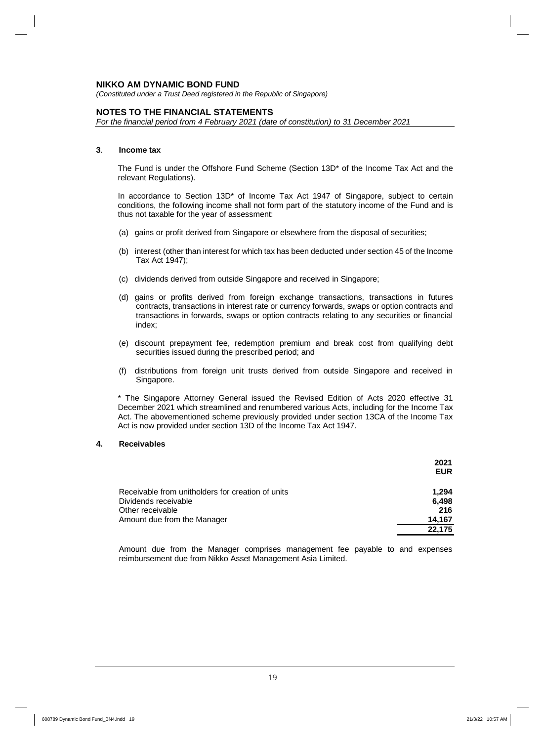**NIKKO AM DYNAMIC BOND FUND**

*(Constituted under a Trust Deed registered in the Republic of Singapore)*

**NOTES TO THE FINANCIAL STATEMENTS**

*For the financial period from 4 February 2021 (date of constitution) to 31 December 2021*

### 3. Income tax

The Fund is under the Offshore Fund Scheme (Section 13D* of the Income Tax Act and the relevant Regulations).

In accordance to Section 13D* of Income Tax Act 1947 of Singapore, subject to certain conditions, the following income shall not form part of the statutory income of the Fund and is thus not taxable for the year of assessment:

(a) gains or profit derived from Singapore or elsewhere from the disposal of securities;

(b) interest (other than interest for which tax has been deducted under section 45 of the Income Tax Act 1947);

(c) dividends derived from outside Singapore and received in Singapore;

(d) gains or profits derived from foreign exchange transactions, transactions in futures contracts, transactions in interest rate or currency forwards, swaps or option contracts and transactions in forwards, swaps or option contracts relating to any securities or financial index;

(e) discount prepayment fee, redemption premium and break cost from qualifying debt securities issued during the prescribed period; and

(f) distributions from foreign unit trusts derived from outside Singapore and received in Singapore.

* The Singapore Attorney General issued the Revised Edition of Acts 2020 effective 31 December 2021 which streamlined and renumbered various Acts, including for the Income Tax Act. The abovementioned scheme previously provided under section 13CA of the Income Tax Act is now provided under section 13D of the Income Tax Act 1947.

### 4. Receivables

| | 2021 EUR |
|---|---|
| Receivable from unitholders for creation of units | 1,294 |
| Dividends receivable | 6,498 |
| Other receivable | 216 |
| Amount due from the Manager | 14,167 |
| | 22,175 |

Amount due from the Manager comprises management fee payable to and expenses reimbursement due from Nikko Asset Management Asia Limited.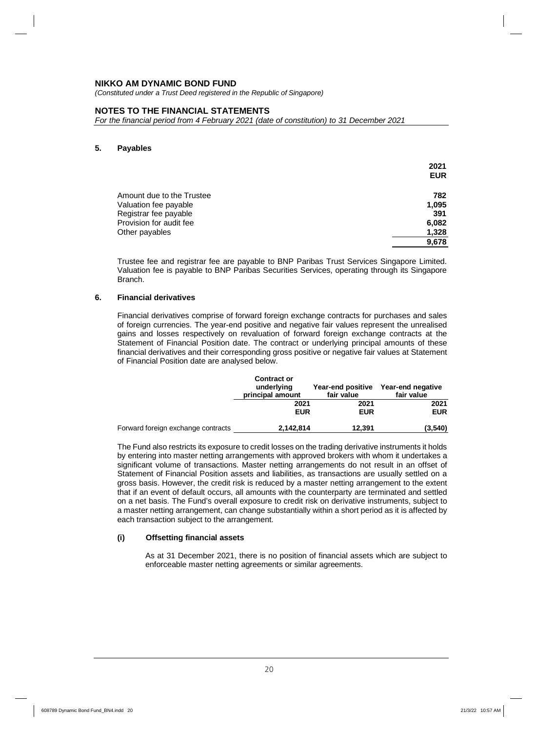**NIKKO AM DYNAMIC BOND FUND**

*(Constituted under a Trust Deed registered in the Republic of Singapore)*

**NOTES TO THE FINANCIAL STATEMENTS**

*For the financial period from 4 February 2021 (date of constitution) to 31 December 2021*

### 5. Payables

| | 2021 |
|---|---|
| | EUR |
| Amount due to the Trustee | 782 |
| Valuation fee payable | 1,095 |
| Registrar fee payable | 391 |
| Provision for audit fee | 6,082 |
| Other payables | 1,328 |
| | 9,678 |

Trustee fee and registrar fee are payable to BNP Paribas Trust Services Singapore Limited. Valuation fee is payable to BNP Paribas Securities Services, operating through its Singapore Branch.

### 6. Financial derivatives

Financial derivatives comprise of forward foreign exchange contracts for purchases and sales of foreign currencies. The year-end positive and negative fair values represent the unrealised gains and losses respectively on revaluation of forward foreign exchange contracts at the Statement of Financial Position date. The contract or underlying principal amounts of these financial derivatives and their corresponding gross positive or negative fair values at Statement of Financial Position date are analysed below.

| | Contract or underlying principal amount | Year-end positive fair value | Year-end negative fair value |
|---|---|---|---|
| | 2021 | 2021 | 2021 |
| | EUR | EUR | EUR |
| Forward foreign exchange contracts | 2,142,814 | 12,391 | (3,540) |

The Fund also restricts its exposure to credit losses on the trading derivative instruments it holds by entering into master netting arrangements with approved brokers with whom it undertakes a significant volume of transactions. Master netting arrangements do not result in an offset of Statement of Financial Position assets and liabilities, as transactions are usually settled on a gross basis. However, the credit risk is reduced by a master netting arrangement to the extent that if an event of default occurs, all amounts with the counterparty are terminated and settled on a net basis. The Fund's overall exposure to credit risk on derivative instruments, subject to a master netting arrangement, can change substantially within a short period as it is affected by each transaction subject to the arrangement.

#### (i) Offsetting financial assets

As at 31 December 2021, there is no position of financial assets which are subject to enforceable master netting agreements or similar agreements.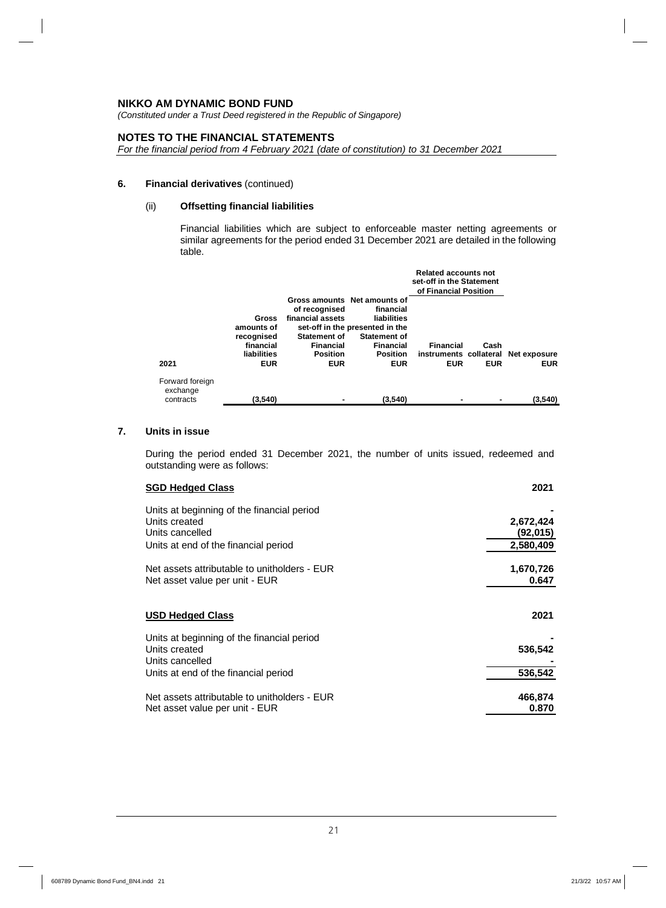**NIKKO AM DYNAMIC BOND FUND**
*(Constituted under a Trust Deed registered in the Republic of Singapore)*

**NOTES TO THE FINANCIAL STATEMENTS**
*For the financial period from 4 February 2021 (date of constitution) to 31 December 2021*

### 6. Financial derivatives (continued)

#### (ii) Offsetting financial liabilities

Financial liabilities which are subject to enforceable master netting agreements or similar agreements for the period ended 31 December 2021 are detailed in the following table.

| | | | | Related accounts not set-off in the Statement of Financial Position | | |
|---|---|---|---|---|---|---|
| **2021** | **Gross amounts of recognised financial liabilities EUR** | **Gross amounts of recognised financial assets set-off in the Statement of Financial Position EUR** | **Net amounts of financial liabilities presented in the Statement of Financial Position EUR** | **Financial instruments EUR** | **Cash collateral EUR** | **Net exposure EUR** |
| Forward foreign exchange contracts | (3,540) | - | (3,540) | - | - | (3,540) |

### 7. Units in issue

During the period ended 31 December 2021, the number of units issued, redeemed and outstanding were as follows:

| **SGD Hedged Class** | **2021** |
|---|---|
| Units at beginning of the financial period | - |
| Units created | 2,672,424 |
| Units cancelled | (92,015) |
| Units at end of the financial period | 2,580,409 |
| | |
| Net assets attributable to unitholders - EUR | 1,670,726 |
| Net asset value per unit - EUR | 0.647 |

| **USD Hedged Class** | **2021** |
|---|---|
| Units at beginning of the financial period | - |
| Units created | 536,542 |
| Units cancelled | - |
| Units at end of the financial period | 536,542 |
| | |
| Net assets attributable to unitholders - EUR | 466,874 |
| Net asset value per unit - EUR | 0.870 |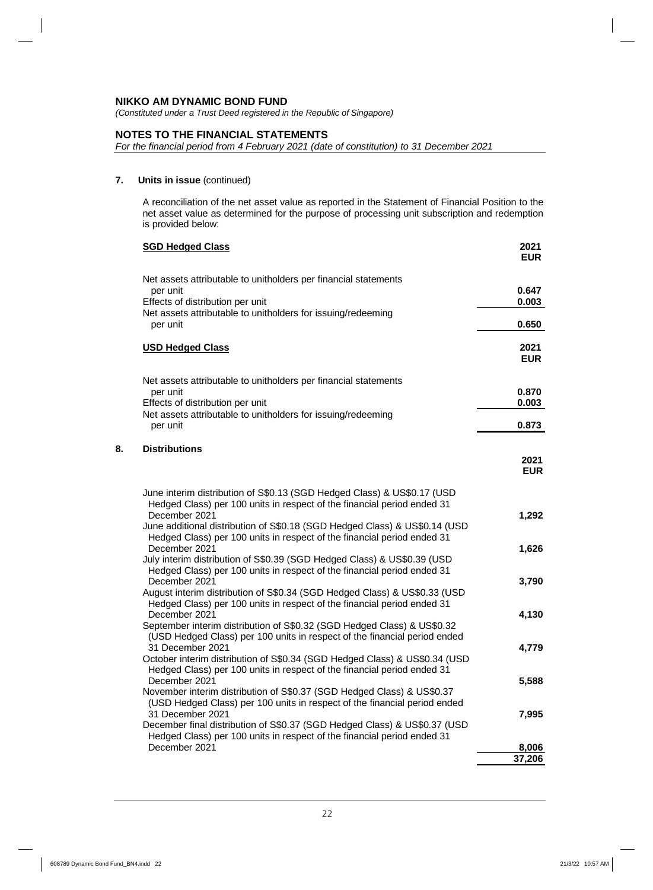**NIKKO AM DYNAMIC BOND FUND**

*(Constituted under a Trust Deed registered in the Republic of Singapore)*

**NOTES TO THE FINANCIAL STATEMENTS**

*For the financial period from 4 February 2021 (date of constitution) to 31 December 2021*

**7. Units in issue** (continued)

A reconciliation of the net asset value as reported in the Statement of Financial Position to the net asset value as determined for the purpose of processing unit subscription and redemption is provided below:

| **SGD Hedged Class** | **2021 EUR** |
|---|---|
| Net assets attributable to unitholders per financial statements per unit | **0.647** |
| Effects of distribution per unit | **0.003** |
| Net assets attributable to unitholders for issuing/redeeming per unit | **0.650** |

| **USD Hedged Class** | **2021 EUR** |
|---|---|
| Net assets attributable to unitholders per financial statements per unit | **0.870** |
| Effects of distribution per unit | **0.003** |
| Net assets attributable to unitholders for issuing/redeeming per unit | **0.873** |

**8. Distributions**

| | **2021 EUR** |
|---|---|
| June interim distribution of S$0.13 (SGD Hedged Class) & US$0.17 (USD Hedged Class) per 100 units in respect of the financial period ended 31 December 2021 | **1,292** |
| June additional distribution of S$0.18 (SGD Hedged Class) & US$0.14 (USD Hedged Class) per 100 units in respect of the financial period ended 31 December 2021 | **1,626** |
| July interim distribution of S$0.39 (SGD Hedged Class) & US$0.39 (USD Hedged Class) per 100 units in respect of the financial period ended 31 December 2021 | **3,790** |
| August interim distribution of S$0.34 (SGD Hedged Class) & US$0.33 (USD Hedged Class) per 100 units in respect of the financial period ended 31 December 2021 | **4,130** |
| September interim distribution of S$0.32 (SGD Hedged Class) & US$0.32 (USD Hedged Class) per 100 units in respect of the financial period ended 31 December 2021 | **4,779** |
| October interim distribution of S$0.34 (SGD Hedged Class) & US$0.34 (USD Hedged Class) per 100 units in respect of the financial period ended 31 December 2021 | **5,588** |
| November interim distribution of S$0.37 (SGD Hedged Class) & US$0.37 (USD Hedged Class) per 100 units in respect of the financial period ended 31 December 2021 | **7,995** |
| December final distribution of S$0.37 (SGD Hedged Class) & US$0.37 (USD Hedged Class) per 100 units in respect of the financial period ended 31 December 2021 | **8,006** |
| | **37,206** |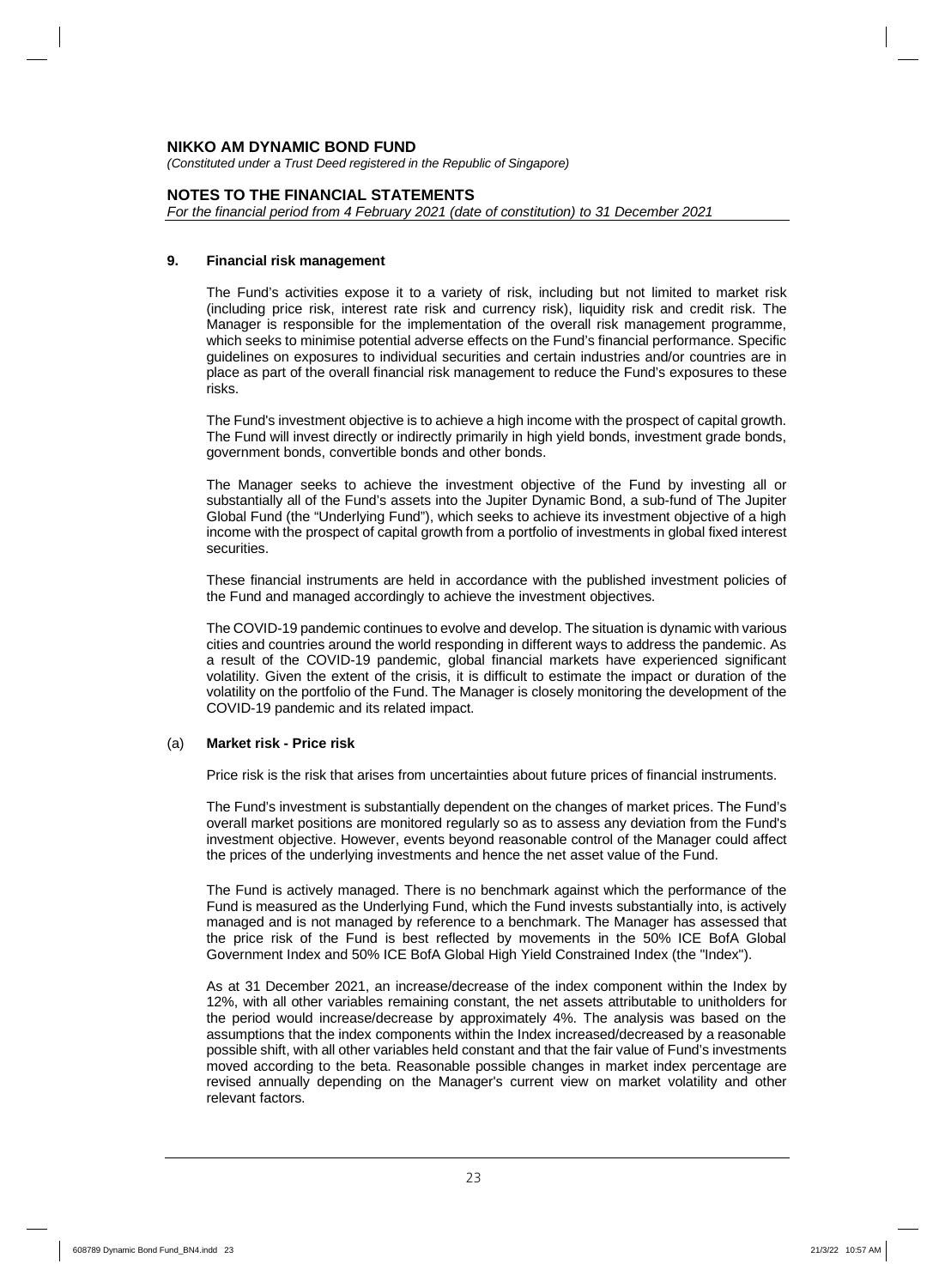**NIKKO AM DYNAMIC BOND FUND**

*(Constituted under a Trust Deed registered in the Republic of Singapore)*

**NOTES TO THE FINANCIAL STATEMENTS**

*For the financial period from 4 February 2021 (date of constitution) to 31 December 2021*

**9. Financial risk management**

The Fund's activities expose it to a variety of risk, including but not limited to market risk (including price risk, interest rate risk and currency risk), liquidity risk and credit risk. The Manager is responsible for the implementation of the overall risk management programme, which seeks to minimise potential adverse effects on the Fund's financial performance. Specific guidelines on exposures to individual securities and certain industries and/or countries are in place as part of the overall financial risk management to reduce the Fund's exposures to these risks.

The Fund's investment objective is to achieve a high income with the prospect of capital growth. The Fund will invest directly or indirectly primarily in high yield bonds, investment grade bonds, government bonds, convertible bonds and other bonds.

The Manager seeks to achieve the investment objective of the Fund by investing all or substantially all of the Fund's assets into the Jupiter Dynamic Bond, a sub-fund of The Jupiter Global Fund (the "Underlying Fund"), which seeks to achieve its investment objective of a high income with the prospect of capital growth from a portfolio of investments in global fixed interest securities.

These financial instruments are held in accordance with the published investment policies of the Fund and managed accordingly to achieve the investment objectives.

The COVID-19 pandemic continues to evolve and develop. The situation is dynamic with various cities and countries around the world responding in different ways to address the pandemic. As a result of the COVID-19 pandemic, global financial markets have experienced significant volatility. Given the extent of the crisis, it is difficult to estimate the impact or duration of the volatility on the portfolio of the Fund. The Manager is closely monitoring the development of the COVID-19 pandemic and its related impact.

(a) **Market risk - Price risk**

Price risk is the risk that arises from uncertainties about future prices of financial instruments.

The Fund's investment is substantially dependent on the changes of market prices. The Fund's overall market positions are monitored regularly so as to assess any deviation from the Fund's investment objective. However, events beyond reasonable control of the Manager could affect the prices of the underlying investments and hence the net asset value of the Fund.

The Fund is actively managed. There is no benchmark against which the performance of the Fund is measured as the Underlying Fund, which the Fund invests substantially into, is actively managed and is not managed by reference to a benchmark. The Manager has assessed that the price risk of the Fund is best reflected by movements in the 50% ICE BofA Global Government Index and 50% ICE BofA Global High Yield Constrained Index (the "Index").

As at 31 December 2021, an increase/decrease of the index component within the Index by 12%, with all other variables remaining constant, the net assets attributable to unitholders for the period would increase/decrease by approximately 4%. The analysis was based on the assumptions that the index components within the Index increased/decreased by a reasonable possible shift, with all other variables held constant and that the fair value of Fund's investments moved according to the beta. Reasonable possible changes in market index percentage are revised annually depending on the Manager's current view on market volatility and other relevant factors.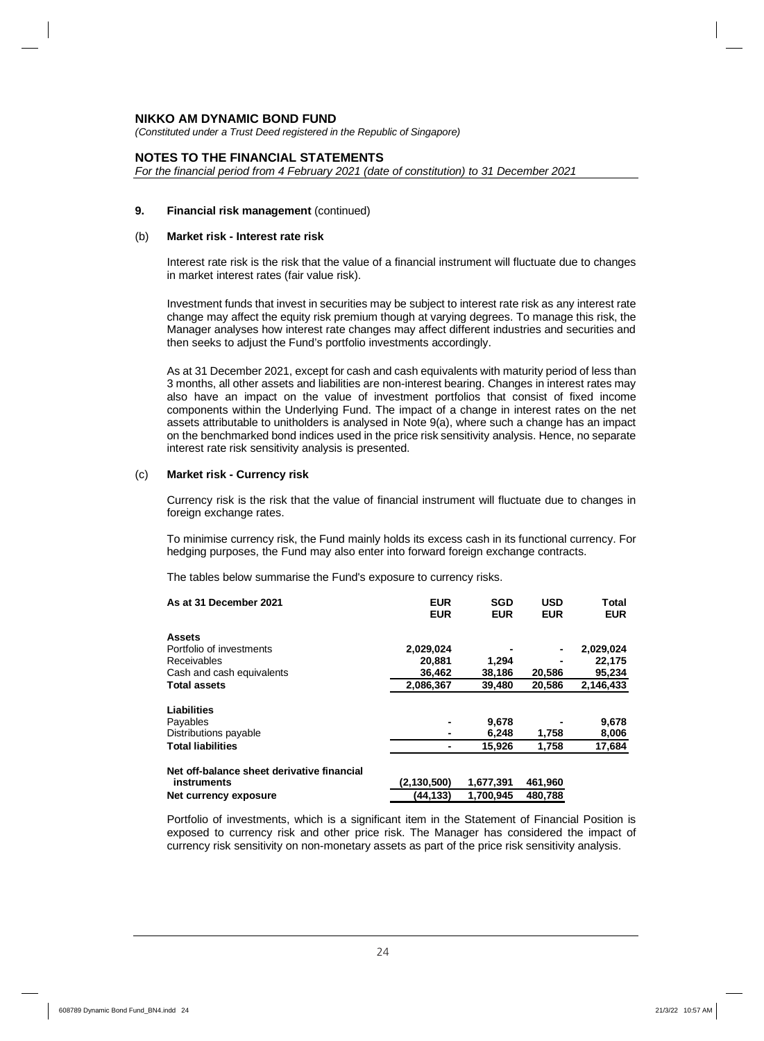**NIKKO AM DYNAMIC BOND FUND**

*(Constituted under a Trust Deed registered in the Republic of Singapore)*

**NOTES TO THE FINANCIAL STATEMENTS**

*For the financial period from 4 February 2021 (date of constitution) to 31 December 2021*

**9. Financial risk management** (continued)

(b) **Market risk - Interest rate risk**

Interest rate risk is the risk that the value of a financial instrument will fluctuate due to changes in market interest rates (fair value risk).

Investment funds that invest in securities may be subject to interest rate risk as any interest rate change may affect the equity risk premium though at varying degrees. To manage this risk, the Manager analyses how interest rate changes may affect different industries and securities and then seeks to adjust the Fund's portfolio investments accordingly.

As at 31 December 2021, except for cash and cash equivalents with maturity period of less than 3 months, all other assets and liabilities are non-interest bearing. Changes in interest rates may also have an impact on the value of investment portfolios that consist of fixed income components within the Underlying Fund. The impact of a change in interest rates on the net assets attributable to unitholders is analysed in Note 9(a), where such a change has an impact on the benchmarked bond indices used in the price risk sensitivity analysis. Hence, no separate interest rate risk sensitivity analysis is presented.

(c) **Market risk - Currency risk**

Currency risk is the risk that the value of financial instrument will fluctuate due to changes in foreign exchange rates.

To minimise currency risk, the Fund mainly holds its excess cash in its functional currency. For hedging purposes, the Fund may also enter into forward foreign exchange contracts.

The tables below summarise the Fund's exposure to currency risks.

| As at 31 December 2021 | EUR<br>EUR | SGD<br>EUR | USD<br>EUR | Total<br>EUR |
|---|---|---|---|---|
| **Assets** | | | | |
| Portfolio of investments | 2,029,024 | - | - | 2,029,024 |
| Receivables | 20,881 | 1,294 | - | 22,175 |
| Cash and cash equivalents | 36,462 | 38,186 | 20,586 | 95,234 |
| **Total assets** | 2,086,367 | 39,480 | 20,586 | 2,146,433 |
| **Liabilities** | | | | |
| Payables | - | 9,678 | - | 9,678 |
| Distributions payable | - | 6,248 | 1,758 | 8,006 |
| **Total liabilities** | - | 15,926 | 1,758 | 17,684 |
| **Net off-balance sheet derivative financial instruments** | (2,130,500) | 1,677,391 | 461,960 | |
| **Net currency exposure** | (44,133) | 1,700,945 | 480,788 | |

Portfolio of investments, which is a significant item in the Statement of Financial Position is exposed to currency risk and other price risk. The Manager has considered the impact of currency risk sensitivity on non-monetary assets as part of the price risk sensitivity analysis.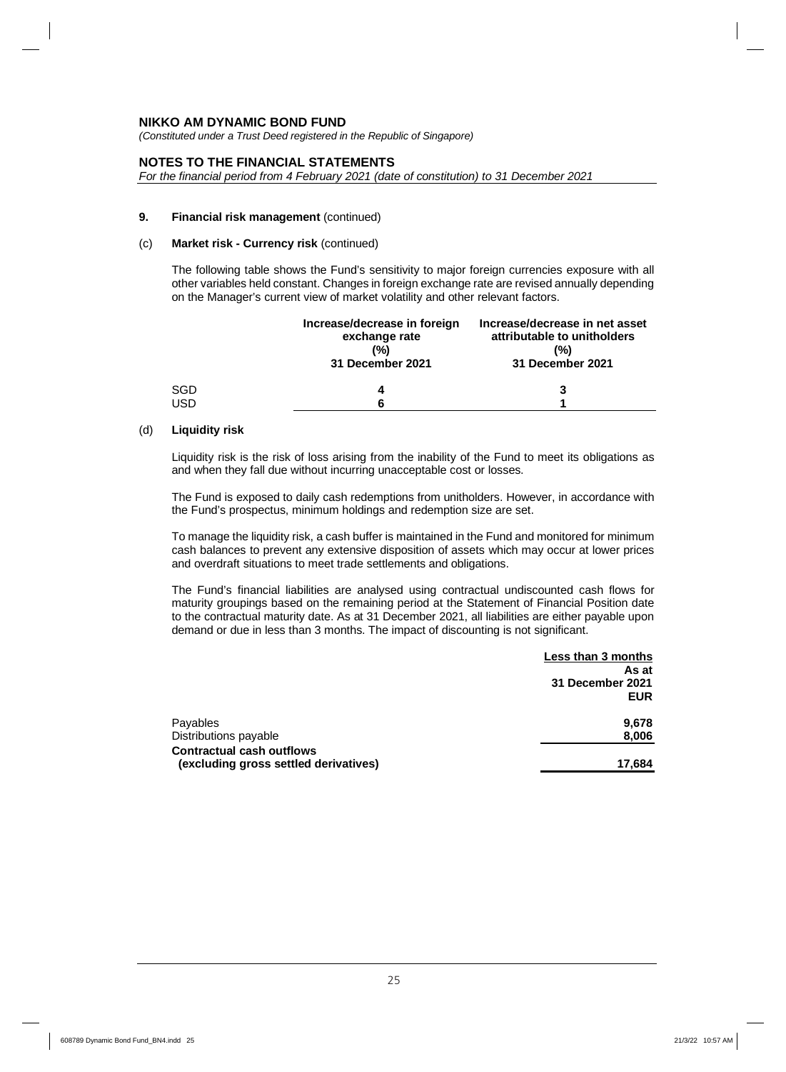**NIKKO AM DYNAMIC BOND FUND**

*(Constituted under a Trust Deed registered in the Republic of Singapore)*

**NOTES TO THE FINANCIAL STATEMENTS**

*For the financial period from 4 February 2021 (date of constitution) to 31 December 2021*

**9. Financial risk management** (continued)

(c) **Market risk - Currency risk** (continued)

The following table shows the Fund's sensitivity to major foreign currencies exposure with all other variables held constant. Changes in foreign exchange rate are revised annually depending on the Manager's current view of market volatility and other relevant factors.

| | Increase/decrease in foreign exchange rate (%) 31 December 2021 | Increase/decrease in net asset attributable to unitholders (%) 31 December 2021 |
|---|---|---|
| SGD | 4 | 3 |
| USD | 6 | 1 |

(d) **Liquidity risk**

Liquidity risk is the risk of loss arising from the inability of the Fund to meet its obligations as and when they fall due without incurring unacceptable cost or losses.

The Fund is exposed to daily cash redemptions from unitholders. However, in accordance with the Fund's prospectus, minimum holdings and redemption size are set.

To manage the liquidity risk, a cash buffer is maintained in the Fund and monitored for minimum cash balances to prevent any extensive disposition of assets which may occur at lower prices and overdraft situations to meet trade settlements and obligations.

The Fund's financial liabilities are analysed using contractual undiscounted cash flows for maturity groupings based on the remaining period at the Statement of Financial Position date to the contractual maturity date. As at 31 December 2021, all liabilities are either payable upon demand or due in less than 3 months. The impact of discounting is not significant.

| | Less than 3 months As at 31 December 2021 EUR |
|---|---|
| Payables | 9,678 |
| Distributions payable | 8,006 |
| **Contractual cash outflows (excluding gross settled derivatives)** | **17,684** |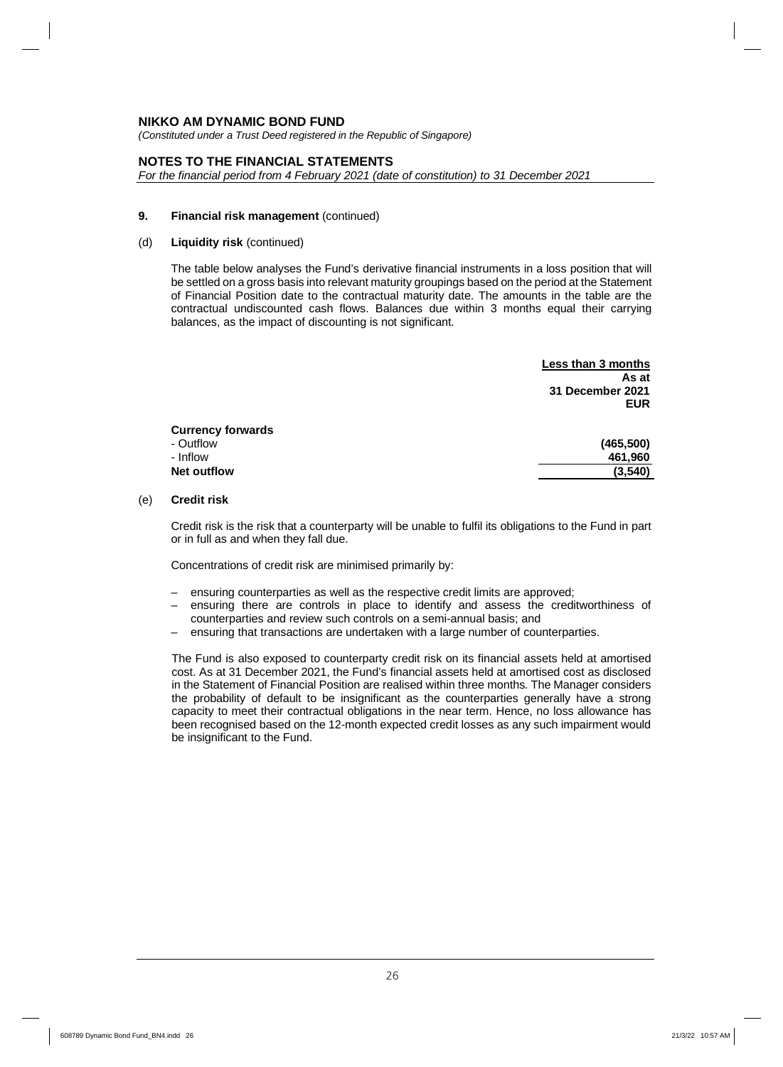**NIKKO AM DYNAMIC BOND FUND**

*(Constituted under a Trust Deed registered in the Republic of Singapore)*

**NOTES TO THE FINANCIAL STATEMENTS**

*For the financial period from 4 February 2021 (date of constitution) to 31 December 2021*

**9. Financial risk management** (continued)

(d) **Liquidity risk** (continued)

The table below analyses the Fund's derivative financial instruments in a loss position that will be settled on a gross basis into relevant maturity groupings based on the period at the Statement of Financial Position date to the contractual maturity date. The amounts in the table are the contractual undiscounted cash flows. Balances due within 3 months equal their carrying balances, as the impact of discounting is not significant.

| | **Less than 3 months** |
|---|---|
| | **As at 31 December 2021** |
| | **EUR** |
| **Currency forwards** | |
| - Outflow | **(465,500)** |
| - Inflow | **461,960** |
| **Net outflow** | **(3,540)** |

(e) **Credit risk**

Credit risk is the risk that a counterparty will be unable to fulfil its obligations to the Fund in part or in full as and when they fall due.

Concentrations of credit risk are minimised primarily by:

- ensuring counterparties as well as the respective credit limits are approved;
- ensuring there are controls in place to identify and assess the creditworthiness of counterparties and review such controls on a semi-annual basis; and
- ensuring that transactions are undertaken with a large number of counterparties.

The Fund is also exposed to counterparty credit risk on its financial assets held at amortised cost. As at 31 December 2021, the Fund's financial assets held at amortised cost as disclosed in the Statement of Financial Position are realised within three months. The Manager considers the probability of default to be insignificant as the counterparties generally have a strong capacity to meet their contractual obligations in the near term. Hence, no loss allowance has been recognised based on the 12-month expected credit losses as any such impairment would be insignificant to the Fund.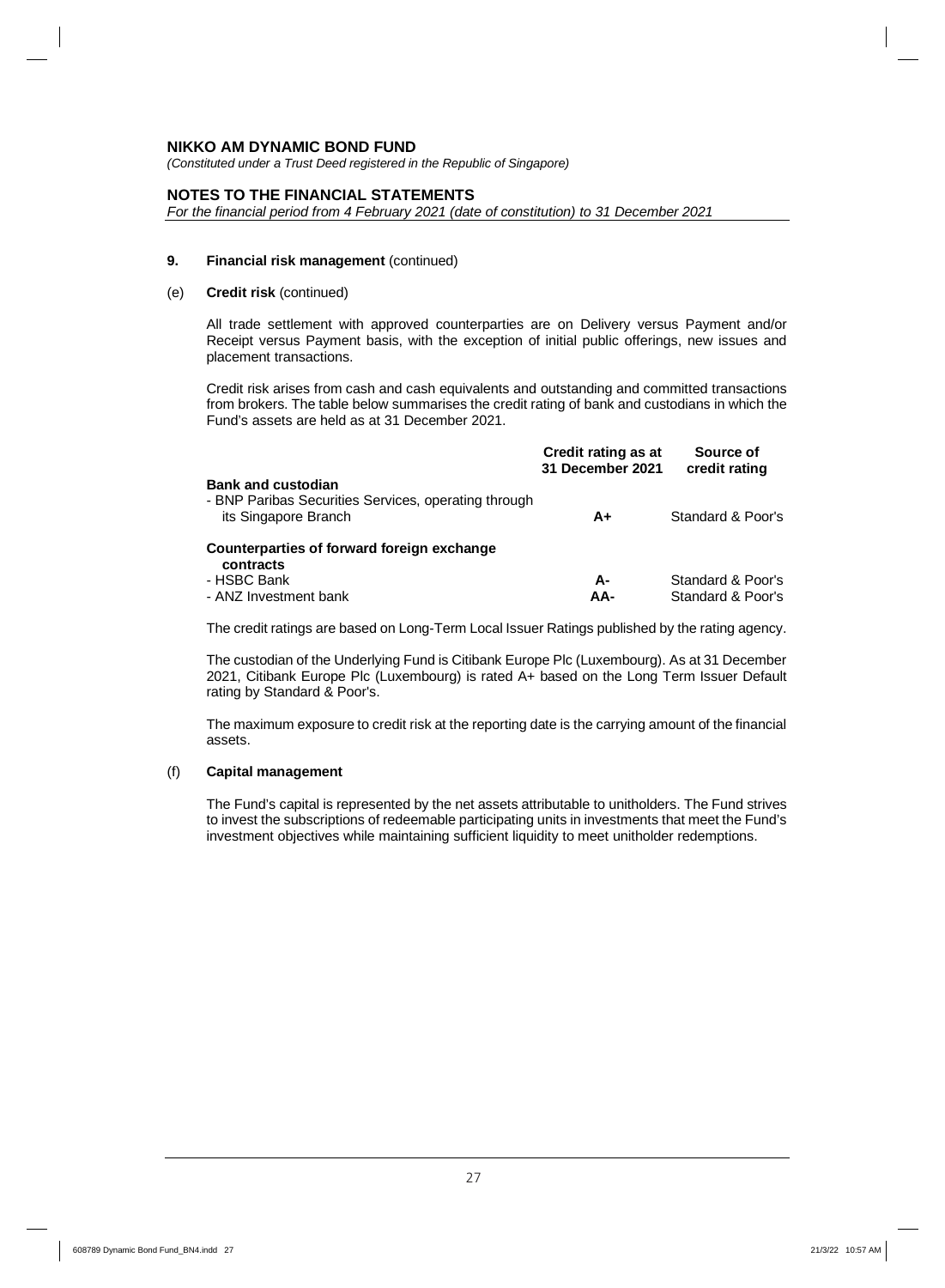**NIKKO AM DYNAMIC BOND FUND**

*(Constituted under a Trust Deed registered in the Republic of Singapore)*

**NOTES TO THE FINANCIAL STATEMENTS**

*For the financial period from 4 February 2021 (date of constitution) to 31 December 2021*

**9. Financial risk management** (continued)

(e) **Credit risk** (continued)

All trade settlement with approved counterparties are on Delivery versus Payment and/or Receipt versus Payment basis, with the exception of initial public offerings, new issues and placement transactions.

Credit risk arises from cash and cash equivalents and outstanding and committed transactions from brokers. The table below summarises the credit rating of bank and custodians in which the Fund's assets are held as at 31 December 2021.

| | Credit rating as at 31 December 2021 | Source of credit rating |
|---|---|---|
| **Bank and custodian** | | |
| - BNP Paribas Securities Services, operating through its Singapore Branch | **A+** | Standard & Poor's |
| **Counterparties of forward foreign exchange contracts** | | |
| - HSBC Bank | **A-** | Standard & Poor's |
| - ANZ Investment bank | **AA-** | Standard & Poor's |

The credit ratings are based on Long-Term Local Issuer Ratings published by the rating agency.

The custodian of the Underlying Fund is Citibank Europe Plc (Luxembourg). As at 31 December 2021, Citibank Europe Plc (Luxembourg) is rated A+ based on the Long Term Issuer Default rating by Standard & Poor's.

The maximum exposure to credit risk at the reporting date is the carrying amount of the financial assets.

(f) **Capital management**

The Fund's capital is represented by the net assets attributable to unitholders. The Fund strives to invest the subscriptions of redeemable participating units in investments that meet the Fund's investment objectives while maintaining sufficient liquidity to meet unitholder redemptions.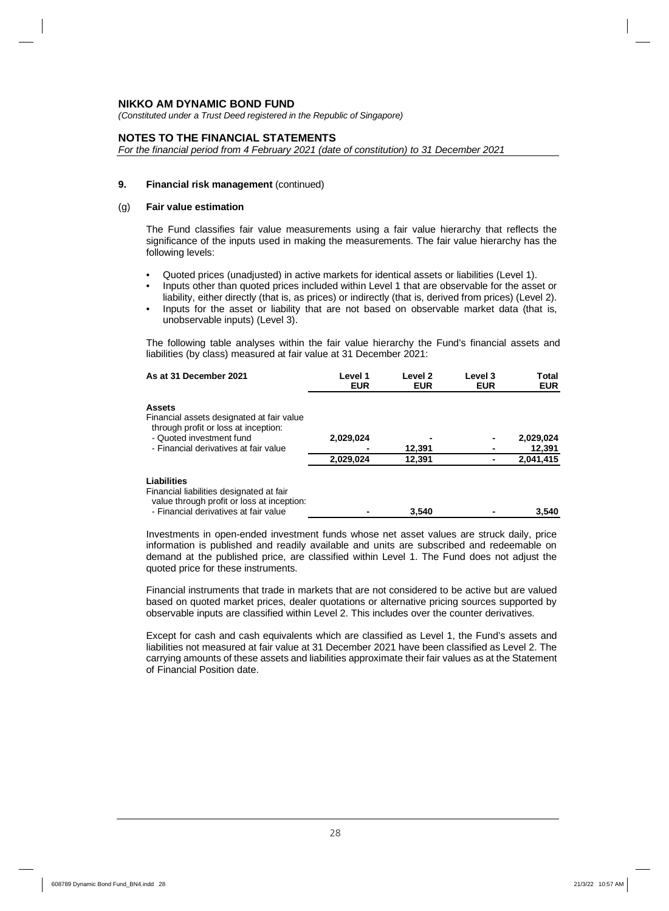**NIKKO AM DYNAMIC BOND FUND**

*(Constituted under a Trust Deed registered in the Republic of Singapore)*

**NOTES TO THE FINANCIAL STATEMENTS**

*For the financial period from 4 February 2021 (date of constitution) to 31 December 2021*

**9. Financial risk management** (continued)

(g) **Fair value estimation**

The Fund classifies fair value measurements using a fair value hierarchy that reflects the significance of the inputs used in making the measurements. The fair value hierarchy has the following levels:

- Quoted prices (unadjusted) in active markets for identical assets or liabilities (Level 1).
- Inputs other than quoted prices included within Level 1 that are observable for the asset or liability, either directly (that is, as prices) or indirectly (that is, derived from prices) (Level 2).
- Inputs for the asset or liability that are not based on observable market data (that is, unobservable inputs) (Level 3).

The following table analyses within the fair value hierarchy the Fund's financial assets and liabilities (by class) measured at fair value at 31 December 2021:

| As at 31 December 2021 | Level 1 EUR | Level 2 EUR | Level 3 EUR | Total EUR |
|---|---|---|---|---|
| **Assets** | | | | |
| Financial assets designated at fair value through profit or loss at inception: | | | | |
| - Quoted investment fund | 2,029,024 | - | - | 2,029,024 |
| - Financial derivatives at fair value | - | 12,391 | - | 12,391 |
| | 2,029,024 | 12,391 | - | 2,041,415 |
| **Liabilities** | | | | |
| Financial liabilities designated at fair value through profit or loss at inception: | | | | |
| - Financial derivatives at fair value | - | 3,540 | - | 3,540 |

Investments in open-ended investment funds whose net asset values are struck daily, price information is published and readily available and units are subscribed and redeemable on demand at the published price, are classified within Level 1. The Fund does not adjust the quoted price for these instruments.

Financial instruments that trade in markets that are not considered to be active but are valued based on quoted market prices, dealer quotations or alternative pricing sources supported by observable inputs are classified within Level 2. This includes over the counter derivatives.

Except for cash and cash equivalents which are classified as Level 1, the Fund's assets and liabilities not measured at fair value at 31 December 2021 have been classified as Level 2. The carrying amounts of these assets and liabilities approximate their fair values as at the Statement of Financial Position date.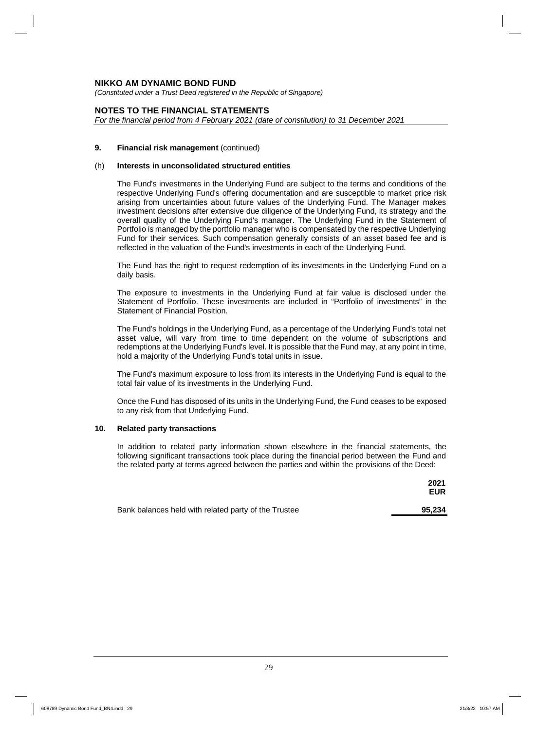**NIKKO AM DYNAMIC BOND FUND**

*(Constituted under a Trust Deed registered in the Republic of Singapore)*

**NOTES TO THE FINANCIAL STATEMENTS**

*For the financial period from 4 February 2021 (date of constitution) to 31 December 2021*

**9. Financial risk management** (continued)

(h) **Interests in unconsolidated structured entities**

The Fund's investments in the Underlying Fund are subject to the terms and conditions of the respective Underlying Fund's offering documentation and are susceptible to market price risk arising from uncertainties about future values of the Underlying Fund. The Manager makes investment decisions after extensive due diligence of the Underlying Fund, its strategy and the overall quality of the Underlying Fund's manager. The Underlying Fund in the Statement of Portfolio is managed by the portfolio manager who is compensated by the respective Underlying Fund for their services. Such compensation generally consists of an asset based fee and is reflected in the valuation of the Fund's investments in each of the Underlying Fund.

The Fund has the right to request redemption of its investments in the Underlying Fund on a daily basis.

The exposure to investments in the Underlying Fund at fair value is disclosed under the Statement of Portfolio. These investments are included in "Portfolio of investments" in the Statement of Financial Position.

The Fund's holdings in the Underlying Fund, as a percentage of the Underlying Fund's total net asset value, will vary from time to time dependent on the volume of subscriptions and redemptions at the Underlying Fund's level. It is possible that the Fund may, at any point in time, hold a majority of the Underlying Fund's total units in issue.

The Fund's maximum exposure to loss from its interests in the Underlying Fund is equal to the total fair value of its investments in the Underlying Fund.

Once the Fund has disposed of its units in the Underlying Fund, the Fund ceases to be exposed to any risk from that Underlying Fund.

**10. Related party transactions**

In addition to related party information shown elsewhere in the financial statements, the following significant transactions took place during the financial period between the Fund and the related party at terms agreed between the parties and within the provisions of the Deed:

| | **2021** **EUR** |
|---|---|
| Bank balances held with related party of the Trustee | **95,234** |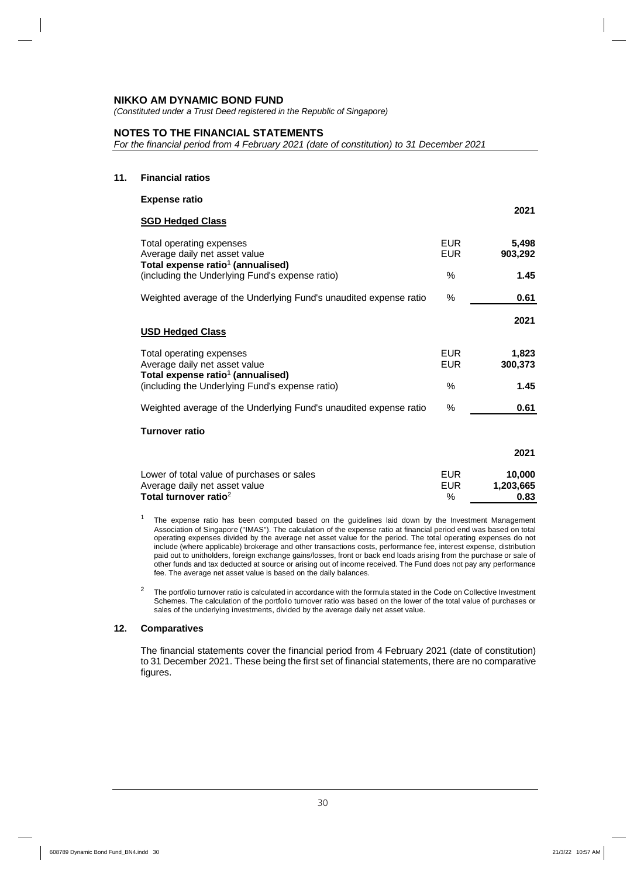**NIKKO AM DYNAMIC BOND FUND**

*(Constituted under a Trust Deed registered in the Republic of Singapore)*

**NOTES TO THE FINANCIAL STATEMENTS**

*For the financial period from 4 February 2021 (date of constitution) to 31 December 2021*

## 11. Financial ratios

### Expense ratio

| **SGD Hedged Class** | | **2021** |
|---|---|---|
| Total operating expenses | EUR | **5,498** |
| Average daily net asset value | EUR | **903,292** |
| **Total expense ratio[1] (annualised)** (including the Underlying Fund's expense ratio) | % | **1.45** |
| Weighted average of the Underlying Fund's unaudited expense ratio | % | **0.61** |

| **USD Hedged Class** | | **2021** |
|---|---|---|
| Total operating expenses | EUR | **1,823** |
| Average daily net asset value | EUR | **300,373** |
| **Total expense ratio[1] (annualised)** (including the Underlying Fund's expense ratio) | % | **1.45** |
| Weighted average of the Underlying Fund's unaudited expense ratio | % | **0.61** |

### Turnover ratio

| | | **2021** |
|---|---|---|
| Lower of total value of purchases or sales | EUR | **10,000** |
| Average daily net asset value | EUR | **1,203,665** |
| **Total turnover ratio[2]** | % | **0.83** |

[1] The expense ratio has been computed based on the guidelines laid down by the Investment Management Association of Singapore ("IMAS"). The calculation of the expense ratio at financial period end was based on total operating expenses divided by the average net asset value for the period. The total operating expenses do not include (where applicable) brokerage and other transactions costs, performance fee, interest expense, distribution paid out to unitholders, foreign exchange gains/losses, front or back end loads arising from the purchase or sale of other funds and tax deducted at source or arising out of income received. The Fund does not pay any performance fee. The average net asset value is based on the daily balances.

[2] The portfolio turnover ratio is calculated in accordance with the formula stated in the Code on Collective Investment Schemes. The calculation of the portfolio turnover ratio was based on the lower of the total value of purchases or sales of the underlying investments, divided by the average daily net asset value.

## 12. Comparatives

The financial statements cover the financial period from 4 February 2021 (date of constitution) to 31 December 2021. These being the first set of financial statements, there are no comparative figures.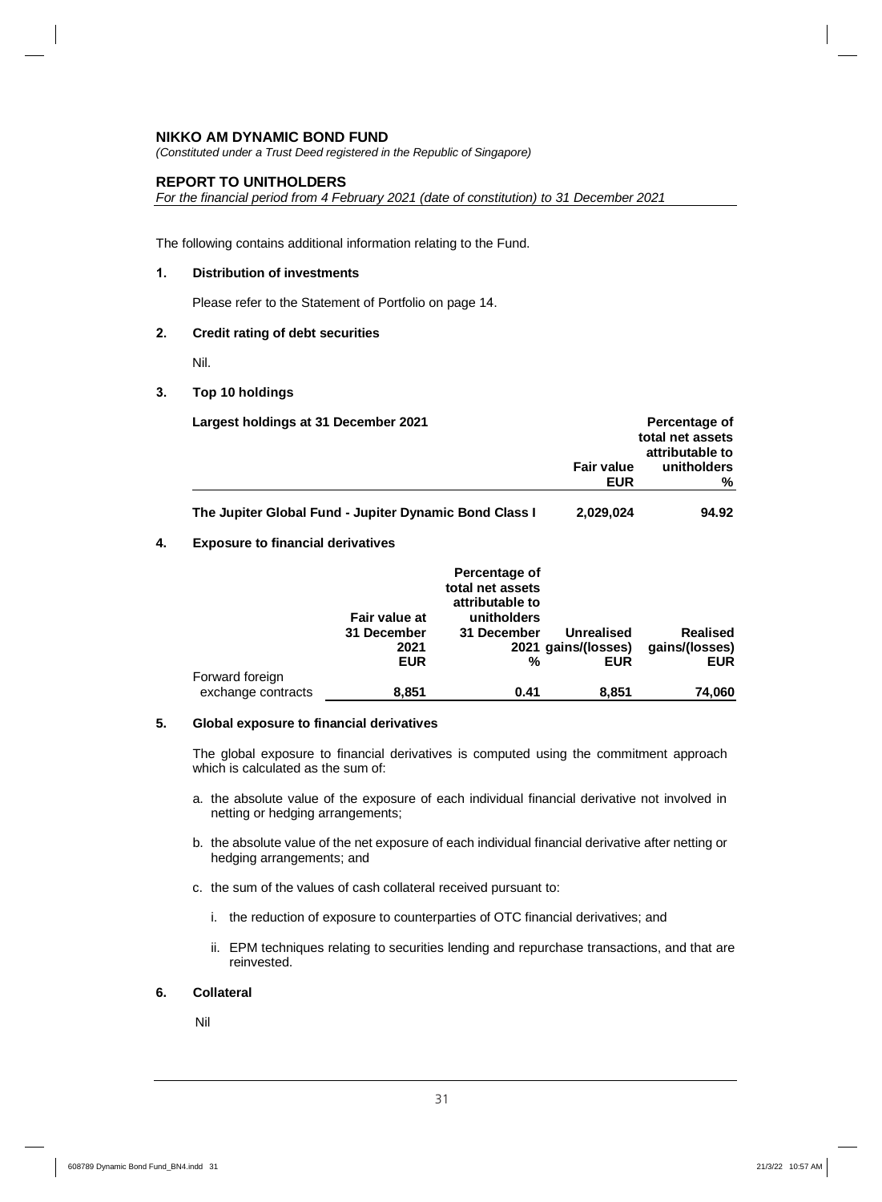**NIKKO AM DYNAMIC BOND FUND**
*(Constituted under a Trust Deed registered in the Republic of Singapore)*

**REPORT TO UNITHOLDERS**
*For the financial period from 4 February 2021 (date of constitution) to 31 December 2021*

The following contains additional information relating to the Fund.

**1. Distribution of investments**

Please refer to the Statement of Portfolio on page 14.

**2. Credit rating of debt securities**

Nil.

**3. Top 10 holdings**

| Largest holdings at 31 December 2021 | Fair value EUR | Percentage of total net assets attributable to unitholders % |
|---|---|---|
| **The Jupiter Global Fund - Jupiter Dynamic Bond Class I** | **2,029,024** | **94.92** |

**4. Exposure to financial derivatives**

| | Fair value at 31 December 2021 EUR | Percentage of total net assets attributable to unitholders 31 December 2021 % | Unrealised gains/(losses) EUR | Realised gains/(losses) EUR |
|---|---|---|---|---|
| Forward foreign exchange contracts | **8,851** | **0.41** | **8,851** | **74,060** |

**5. Global exposure to financial derivatives**

The global exposure to financial derivatives is computed using the commitment approach which is calculated as the sum of:

a. the absolute value of the exposure of each individual financial derivative not involved in netting or hedging arrangements;

b. the absolute value of the net exposure of each individual financial derivative after netting or hedging arrangements; and

c. the sum of the values of cash collateral received pursuant to:

   i. the reduction of exposure to counterparties of OTC financial derivatives; and

   ii. EPM techniques relating to securities lending and repurchase transactions, and that are reinvested.

**6. Collateral**

Nil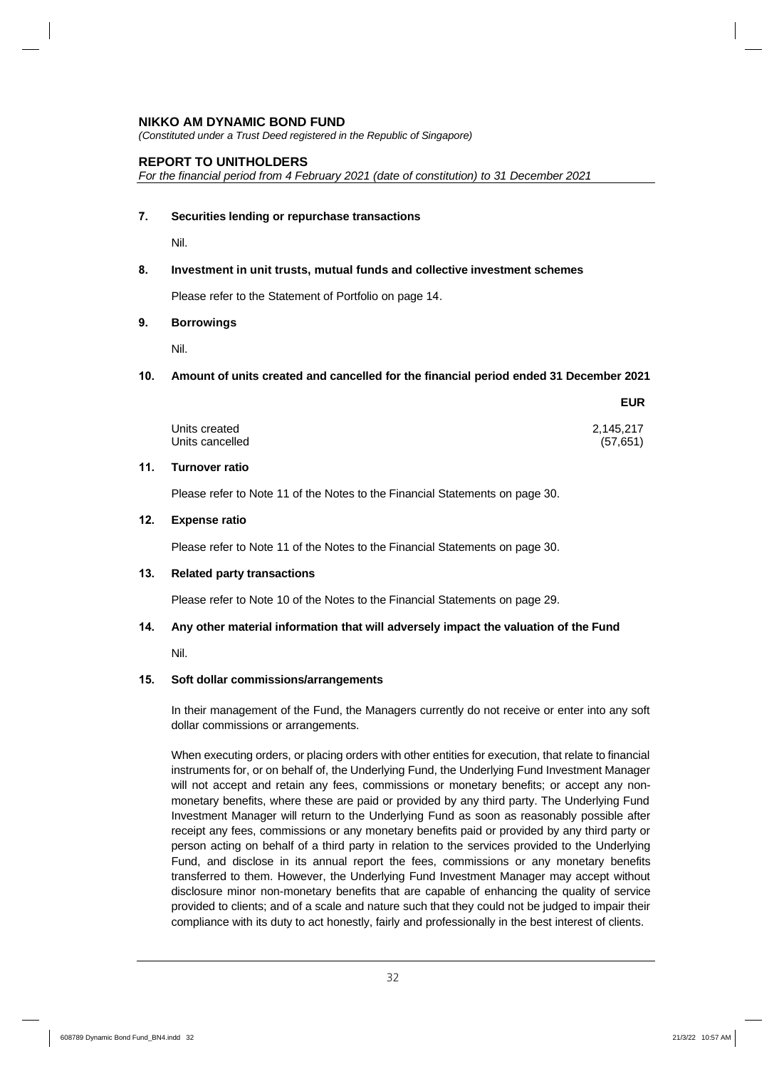**NIKKO AM DYNAMIC BOND FUND**
*(Constituted under a Trust Deed registered in the Republic of Singapore)*

**REPORT TO UNITHOLDERS**
*For the financial period from 4 February 2021 (date of constitution) to 31 December 2021*

**7. Securities lending or repurchase transactions**

Nil.

**8. Investment in unit trusts, mutual funds and collective investment schemes**

Please refer to the Statement of Portfolio on page 14.

**9. Borrowings**

Nil.

**10. Amount of units created and cancelled for the financial period ended 31 December 2021**

| | EUR |
|---|---|
| Units created | 2,145,217 |
| Units cancelled | (57,651) |

**11. Turnover ratio**

Please refer to Note 11 of the Notes to the Financial Statements on page 30.

**12. Expense ratio**

Please refer to Note 11 of the Notes to the Financial Statements on page 30.

**13. Related party transactions**

Please refer to Note 10 of the Notes to the Financial Statements on page 29.

**14. Any other material information that will adversely impact the valuation of the Fund**

Nil.

**15. Soft dollar commissions/arrangements**

In their management of the Fund, the Managers currently do not receive or enter into any soft dollar commissions or arrangements.

When executing orders, or placing orders with other entities for execution, that relate to financial instruments for, or on behalf of, the Underlying Fund, the Underlying Fund Investment Manager will not accept and retain any fees, commissions or monetary benefits; or accept any non-monetary benefits, where these are paid or provided by any third party. The Underlying Fund Investment Manager will return to the Underlying Fund as soon as reasonably possible after receipt any fees, commissions or any monetary benefits paid or provided by any third party or person acting on behalf of a third party in relation to the services provided to the Underlying Fund, and disclose in its annual report the fees, commissions or any monetary benefits transferred to them. However, the Underlying Fund Investment Manager may accept without disclosure minor non-monetary benefits that are capable of enhancing the quality of service provided to clients; and of a scale and nature such that they could not be judged to impair their compliance with its duty to act honestly, fairly and professionally in the best interest of clients.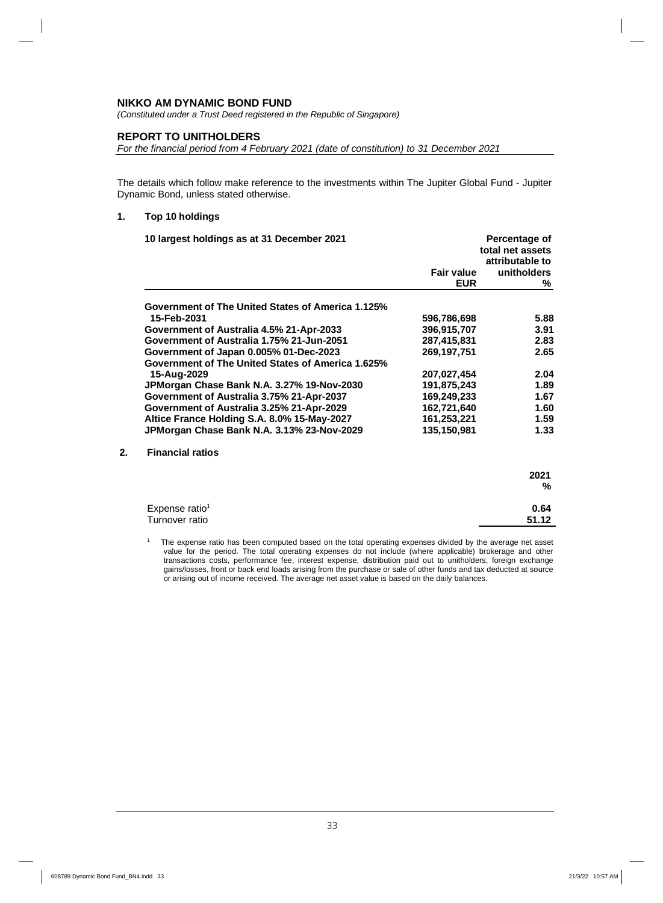**NIKKO AM DYNAMIC BOND FUND**

*(Constituted under a Trust Deed registered in the Republic of Singapore)*

**REPORT TO UNITHOLDERS**

*For the financial period from 4 February 2021 (date of constitution) to 31 December 2021*

The details which follow make reference to the investments within The Jupiter Global Fund - Jupiter Dynamic Bond, unless stated otherwise.

**1. Top 10 holdings**

| 10 largest holdings as at 31 December 2021 | Fair value EUR | Percentage of total net assets attributable to unitholders % |
|---|---|---|
| Government of The United States of America 1.125% 15-Feb-2031 | 596,786,698 | 5.88 |
| Government of Australia 4.5% 21-Apr-2033 | 396,915,707 | 3.91 |
| Government of Australia 1.75% 21-Jun-2051 | 287,415,831 | 2.83 |
| Government of Japan 0.005% 01-Dec-2023 | 269,197,751 | 2.65 |
| Government of The United States of America 1.625% 15-Aug-2029 | 207,027,454 | 2.04 |
| JPMorgan Chase Bank N.A. 3.27% 19-Nov-2030 | 191,875,243 | 1.89 |
| Government of Australia 3.75% 21-Apr-2037 | 169,249,233 | 1.67 |
| Government of Australia 3.25% 21-Apr-2029 | 162,721,640 | 1.60 |
| Altice France Holding S.A. 8.0% 15-May-2027 | 161,253,221 | 1.59 |
| JPMorgan Chase Bank N.A. 3.13% 23-Nov-2029 | 135,150,981 | 1.33 |

**2. Financial ratios**

| | 2021 % |
|---|---|
| Expense ratio[1] | 0.64 |
| Turnover ratio | 51.12 |

[1] The expense ratio has been computed based on the total operating expenses divided by the average net asset value for the period. The total operating expenses do not include (where applicable) brokerage and other transactions costs, performance fee, interest expense, distribution paid out to unitholders, foreign exchange gains/losses, front or back end loads arising from the purchase or sale of other funds and tax deducted at source or arising out of income received. The average net asset value is based on the daily balances.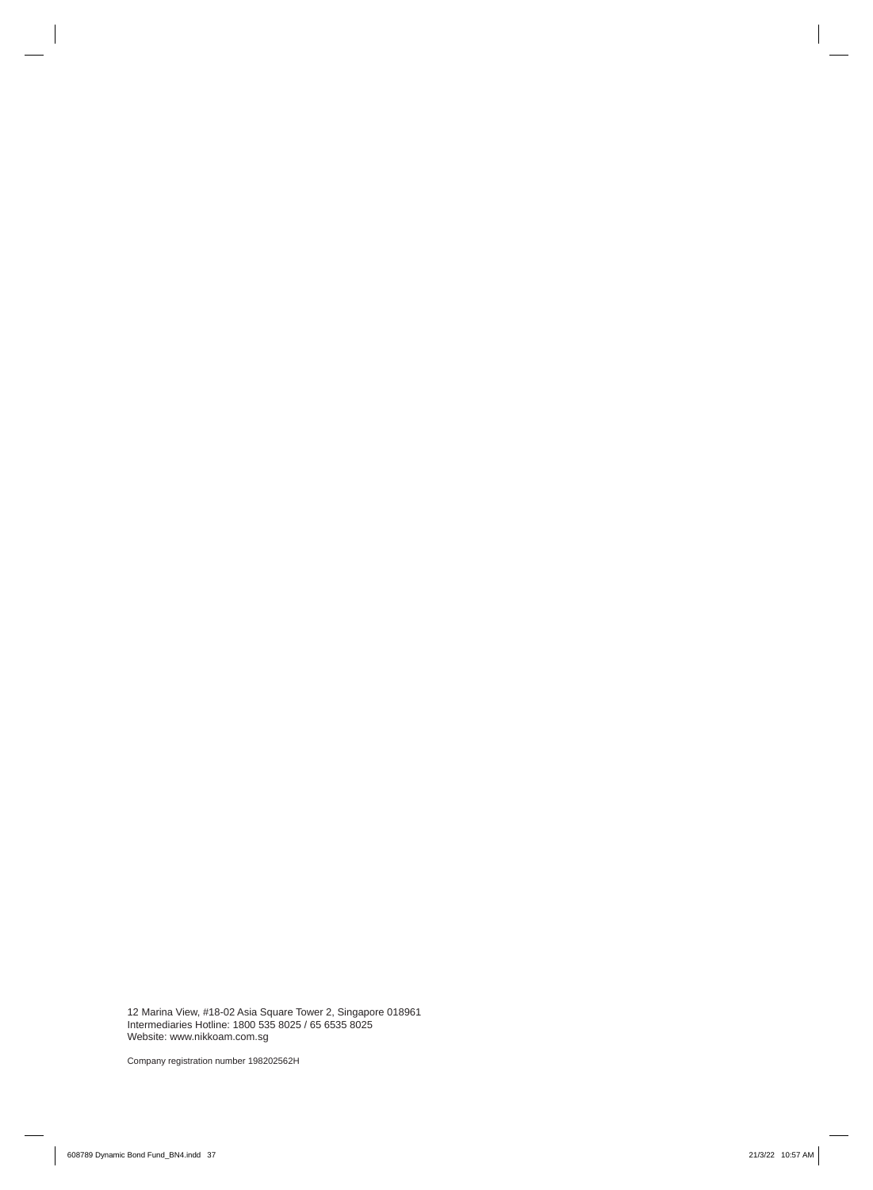12 Marina View, #18-02 Asia Square Tower 2, Singapore 018961
Intermediaries Hotline: 1800 535 8025 / 65 6535 8025
Website: www.nikkoam.com.sg

Company registration number 198202562H